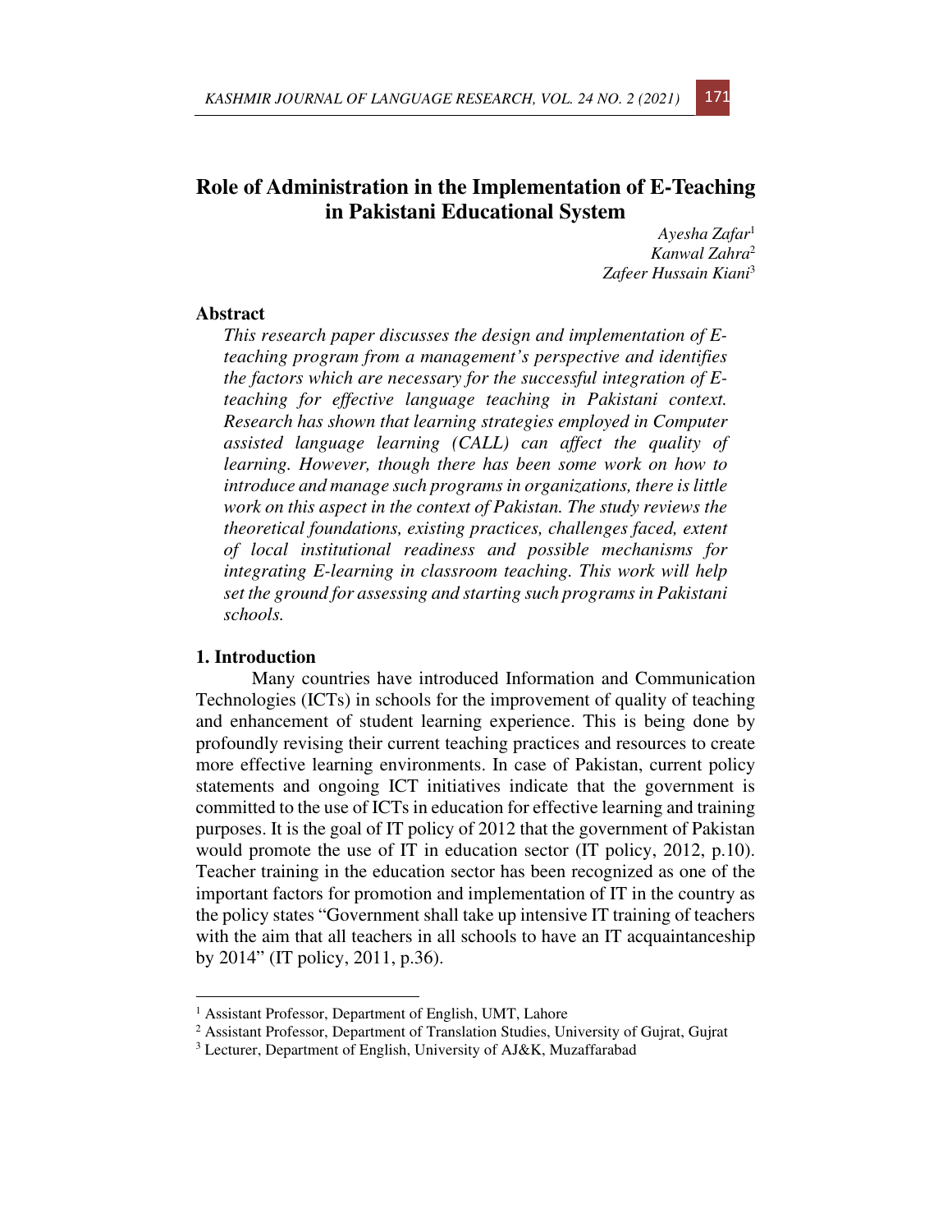# Role of Administration in the Implementation of E-Teaching in Pakistani Educational System

*Ayesha Zafar*[1]
*Kanwal Zahra*[2]
*Zafeer Hussain Kiani*[3]

## Abstract

*This research paper discusses the design and implementation of E-teaching program from a management's perspective and identifies the factors which are necessary for the successful integration of E-teaching for effective language teaching in Pakistani context. Research has shown that learning strategies employed in Computer assisted language learning (CALL) can affect the quality of learning. However, though there has been some work on how to introduce and manage such programs in organizations, there is little work on this aspect in the context of Pakistan. The study reviews the theoretical foundations, existing practices, challenges faced, extent of local institutional readiness and possible mechanisms for integrating E-learning in classroom teaching. This work will help set the ground for assessing and starting such programs in Pakistani schools.*

## 1. Introduction

Many countries have introduced Information and Communication Technologies (ICTs) in schools for the improvement of quality of teaching and enhancement of student learning experience. This is being done by profoundly revising their current teaching practices and resources to create more effective learning environments. In case of Pakistan, current policy statements and ongoing ICT initiatives indicate that the government is committed to the use of ICTs in education for effective learning and training purposes. It is the goal of IT policy of 2012 that the government of Pakistan would promote the use of IT in education sector (IT policy, 2012, p.10). Teacher training in the education sector has been recognized as one of the important factors for promotion and implementation of IT in the country as the policy states "Government shall take up intensive IT training of teachers with the aim that all teachers in all schools to have an IT acquaintanceship by 2014" (IT policy, 2011, p.36).

---

[1] Assistant Professor, Department of English, UMT, Lahore
[2] Assistant Professor, Department of Translation Studies, University of Gujrat, Gujrat
[3] Lecturer, Department of English, University of AJ&K, Muzaffarabad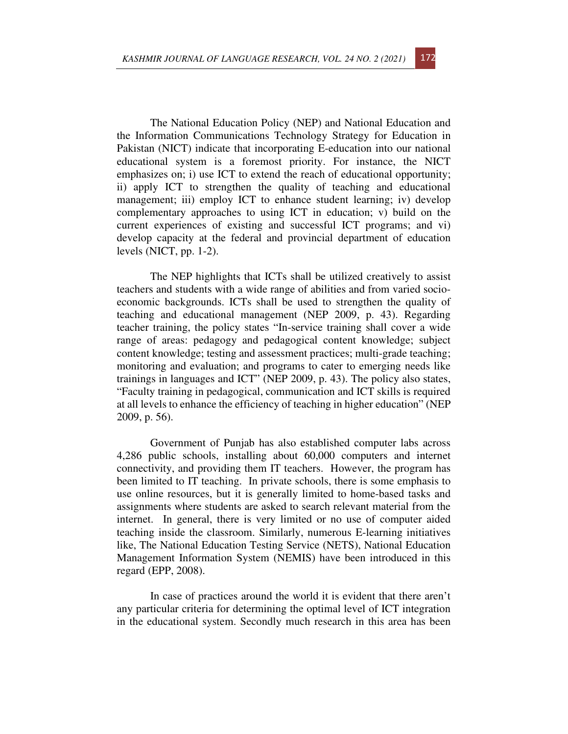The National Education Policy (NEP) and National Education and the Information Communications Technology Strategy for Education in Pakistan (NICT) indicate that incorporating E-education into our national educational system is a foremost priority. For instance, the NICT emphasizes on; i) use ICT to extend the reach of educational opportunity; ii) apply ICT to strengthen the quality of teaching and educational management; iii) employ ICT to enhance student learning; iv) develop complementary approaches to using ICT in education; v) build on the current experiences of existing and successful ICT programs; and vi) develop capacity at the federal and provincial department of education levels (NICT, pp. 1-2).

The NEP highlights that ICTs shall be utilized creatively to assist teachers and students with a wide range of abilities and from varied socio-economic backgrounds. ICTs shall be used to strengthen the quality of teaching and educational management (NEP 2009, p. 43). Regarding teacher training, the policy states "In-service training shall cover a wide range of areas: pedagogy and pedagogical content knowledge; subject content knowledge; testing and assessment practices; multi-grade teaching; monitoring and evaluation; and programs to cater to emerging needs like trainings in languages and ICT" (NEP 2009, p. 43). The policy also states, "Faculty training in pedagogical, communication and ICT skills is required at all levels to enhance the efficiency of teaching in higher education" (NEP 2009, p. 56).

Government of Punjab has also established computer labs across 4,286 public schools, installing about 60,000 computers and internet connectivity, and providing them IT teachers. However, the program has been limited to IT teaching. In private schools, there is some emphasis to use online resources, but it is generally limited to home-based tasks and assignments where students are asked to search relevant material from the internet. In general, there is very limited or no use of computer aided teaching inside the classroom. Similarly, numerous E-learning initiatives like, The National Education Testing Service (NETS), National Education Management Information System (NEMIS) have been introduced in this regard (EPP, 2008).

In case of practices around the world it is evident that there aren't any particular criteria for determining the optimal level of ICT integration in the educational system. Secondly much research in this area has been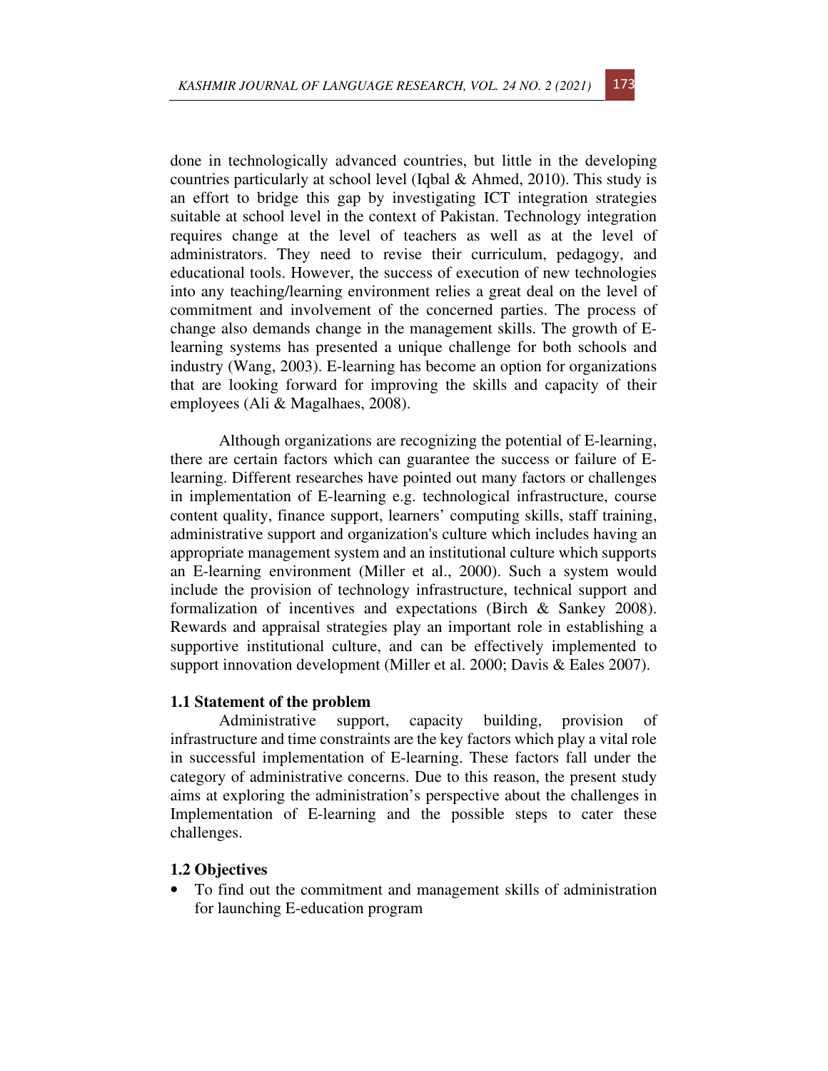done in technologically advanced countries, but little in the developing countries particularly at school level (Iqbal & Ahmed, 2010). This study is an effort to bridge this gap by investigating ICT integration strategies suitable at school level in the context of Pakistan. Technology integration requires change at the level of teachers as well as at the level of administrators. They need to revise their curriculum, pedagogy, and educational tools. However, the success of execution of new technologies into any teaching/learning environment relies a great deal on the level of commitment and involvement of the concerned parties. The process of change also demands change in the management skills. The growth of E-learning systems has presented a unique challenge for both schools and industry (Wang, 2003). E-learning has become an option for organizations that are looking forward for improving the skills and capacity of their employees (Ali & Magalhaes, 2008).

Although organizations are recognizing the potential of E-learning, there are certain factors which can guarantee the success or failure of E-learning. Different researches have pointed out many factors or challenges in implementation of E-learning e.g. technological infrastructure, course content quality, finance support, learners' computing skills, staff training, administrative support and organization's culture which includes having an appropriate management system and an institutional culture which supports an E-learning environment (Miller et al., 2000). Such a system would include the provision of technology infrastructure, technical support and formalization of incentives and expectations (Birch & Sankey 2008). Rewards and appraisal strategies play an important role in establishing a supportive institutional culture, and can be effectively implemented to support innovation development (Miller et al. 2000; Davis & Eales 2007).

### 1.1 Statement of the problem

Administrative support, capacity building, provision of infrastructure and time constraints are the key factors which play a vital role in successful implementation of E-learning. These factors fall under the category of administrative concerns. Due to this reason, the present study aims at exploring the administration's perspective about the challenges in Implementation of E-learning and the possible steps to cater these challenges.

### 1.2 Objectives

- To find out the commitment and management skills of administration for launching E-education program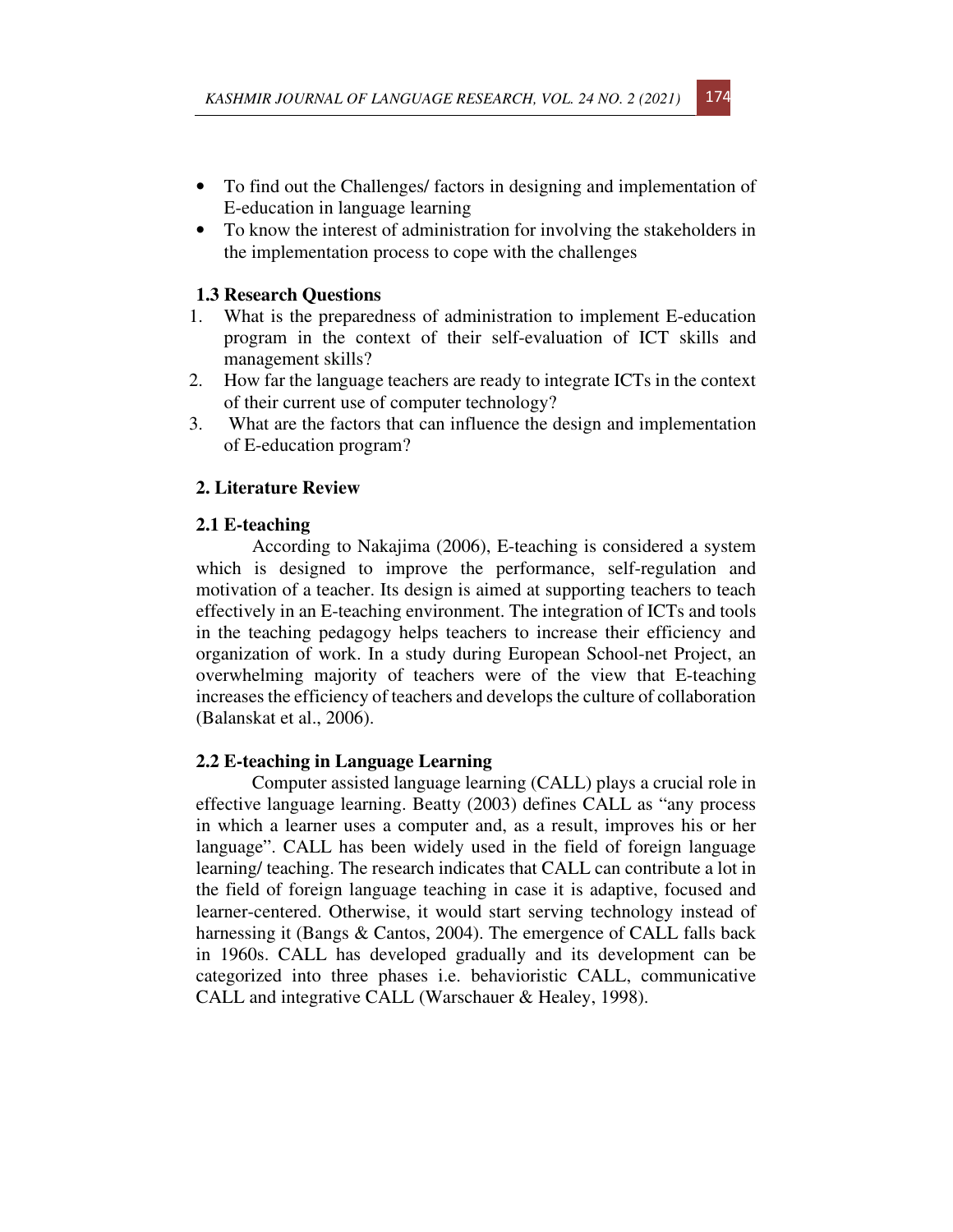- To find out the Challenges/ factors in designing and implementation of E-education in language learning
- To know the interest of administration for involving the stakeholders in the implementation process to cope with the challenges

### 1.3 Research Questions

1. What is the preparedness of administration to implement E-education program in the context of their self-evaluation of ICT skills and management skills?
2. How far the language teachers are ready to integrate ICTs in the context of their current use of computer technology?
3. What are the factors that can influence the design and implementation of E-education program?

## 2. Literature Review

### 2.1 E-teaching

According to Nakajima (2006), E-teaching is considered a system which is designed to improve the performance, self-regulation and motivation of a teacher. Its design is aimed at supporting teachers to teach effectively in an E-teaching environment. The integration of ICTs and tools in the teaching pedagogy helps teachers to increase their efficiency and organization of work. In a study during European School-net Project, an overwhelming majority of teachers were of the view that E-teaching increases the efficiency of teachers and develops the culture of collaboration (Balanskat et al., 2006).

### 2.2 E-teaching in Language Learning

Computer assisted language learning (CALL) plays a crucial role in effective language learning. Beatty (2003) defines CALL as "any process in which a learner uses a computer and, as a result, improves his or her language". CALL has been widely used in the field of foreign language learning/ teaching. The research indicates that CALL can contribute a lot in the field of foreign language teaching in case it is adaptive, focused and learner-centered. Otherwise, it would start serving technology instead of harnessing it (Bangs & Cantos, 2004). The emergence of CALL falls back in 1960s. CALL has developed gradually and its development can be categorized into three phases i.e. behavioristic CALL, communicative CALL and integrative CALL (Warschauer & Healey, 1998).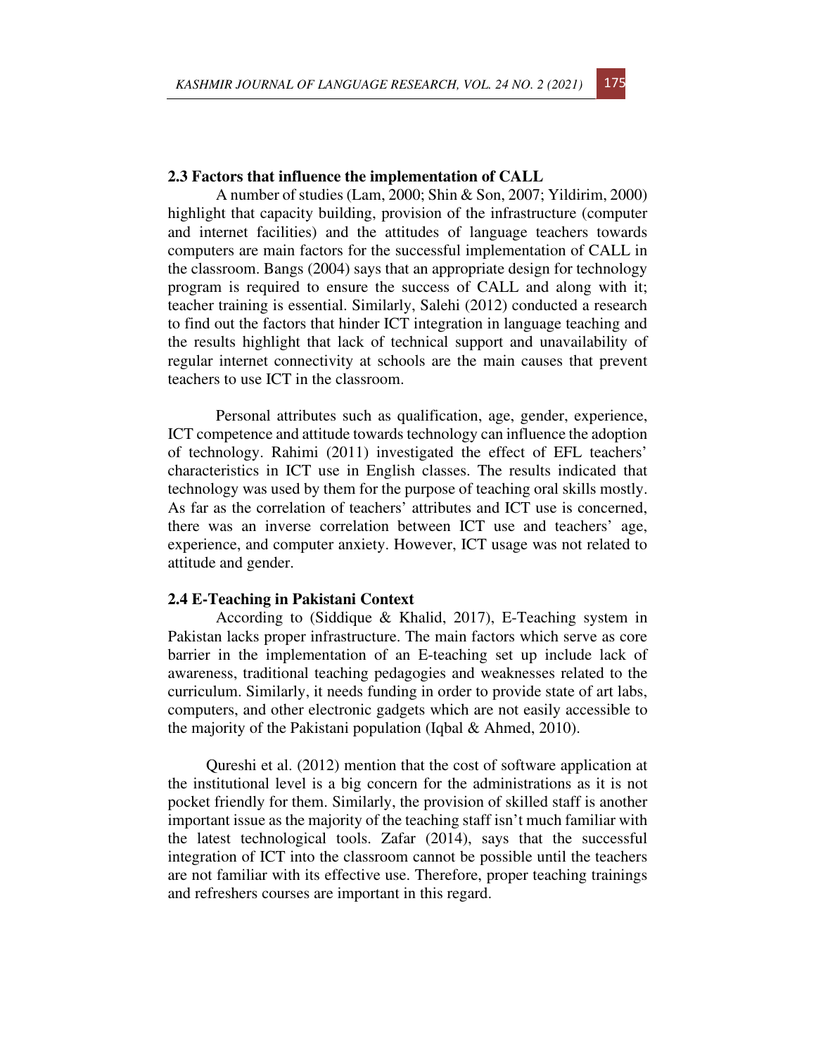### 2.3 Factors that influence the implementation of CALL

A number of studies (Lam, 2000; Shin & Son, 2007; Yildirim, 2000) highlight that capacity building, provision of the infrastructure (computer and internet facilities) and the attitudes of language teachers towards computers are main factors for the successful implementation of CALL in the classroom. Bangs (2004) says that an appropriate design for technology program is required to ensure the success of CALL and along with it; teacher training is essential. Similarly, Salehi (2012) conducted a research to find out the factors that hinder ICT integration in language teaching and the results highlight that lack of technical support and unavailability of regular internet connectivity at schools are the main causes that prevent teachers to use ICT in the classroom.

Personal attributes such as qualification, age, gender, experience, ICT competence and attitude towards technology can influence the adoption of technology. Rahimi (2011) investigated the effect of EFL teachers' characteristics in ICT use in English classes. The results indicated that technology was used by them for the purpose of teaching oral skills mostly. As far as the correlation of teachers' attributes and ICT use is concerned, there was an inverse correlation between ICT use and teachers' age, experience, and computer anxiety. However, ICT usage was not related to attitude and gender.

### 2.4 E-Teaching in Pakistani Context

According to (Siddique & Khalid, 2017), E-Teaching system in Pakistan lacks proper infrastructure. The main factors which serve as core barrier in the implementation of an E-teaching set up include lack of awareness, traditional teaching pedagogies and weaknesses related to the curriculum. Similarly, it needs funding in order to provide state of art labs, computers, and other electronic gadgets which are not easily accessible to the majority of the Pakistani population (Iqbal & Ahmed, 2010).

Qureshi et al. (2012) mention that the cost of software application at the institutional level is a big concern for the administrations as it is not pocket friendly for them. Similarly, the provision of skilled staff is another important issue as the majority of the teaching staff isn't much familiar with the latest technological tools. Zafar (2014), says that the successful integration of ICT into the classroom cannot be possible until the teachers are not familiar with its effective use. Therefore, proper teaching trainings and refreshers courses are important in this regard.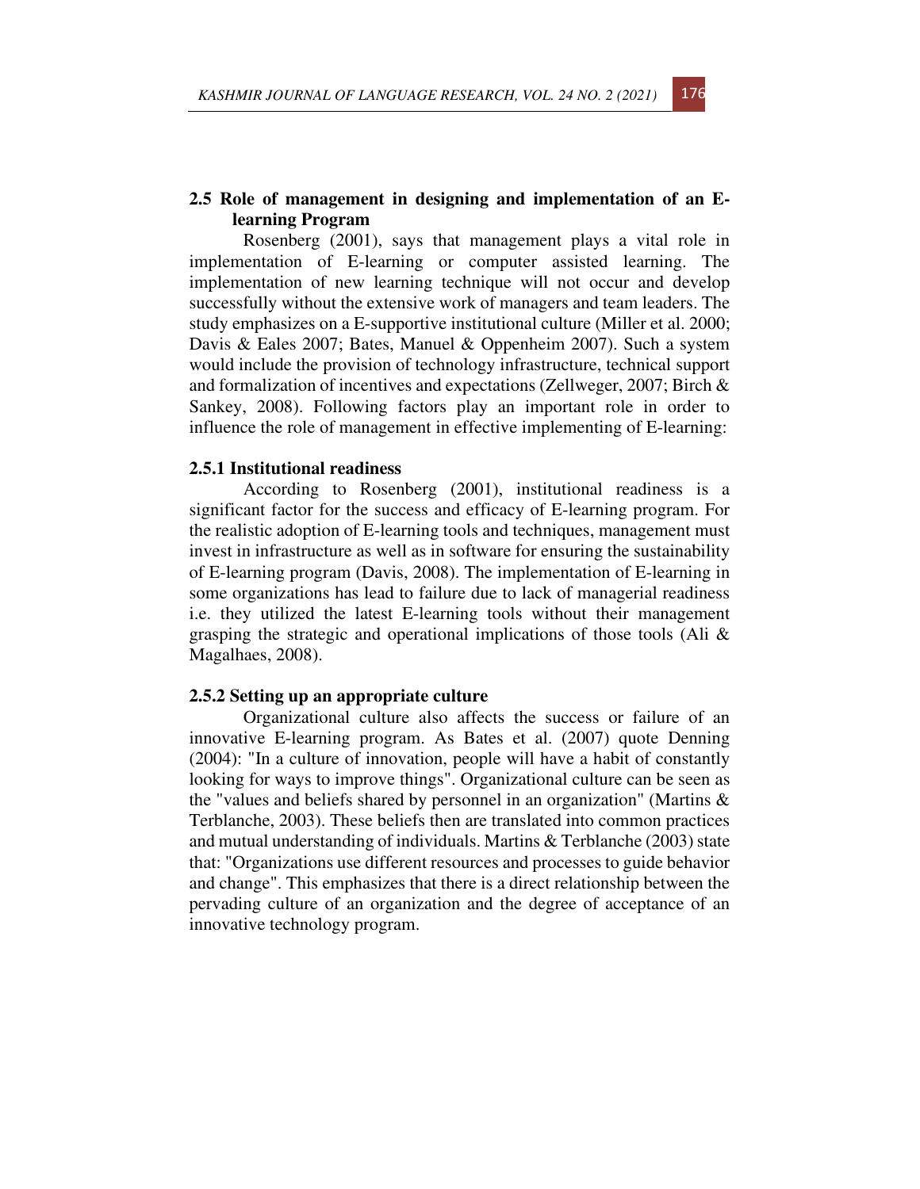## 2.5 Role of management in designing and implementation of an E-learning Program

Rosenberg (2001), says that management plays a vital role in implementation of E-learning or computer assisted learning. The implementation of new learning technique will not occur and develop successfully without the extensive work of managers and team leaders. The study emphasizes on a E-supportive institutional culture (Miller et al. 2000; Davis & Eales 2007; Bates, Manuel & Oppenheim 2007). Such a system would include the provision of technology infrastructure, technical support and formalization of incentives and expectations (Zellweger, 2007; Birch & Sankey, 2008). Following factors play an important role in order to influence the role of management in effective implementing of E-learning:

### 2.5.1 Institutional readiness

According to Rosenberg (2001), institutional readiness is a significant factor for the success and efficacy of E-learning program. For the realistic adoption of E-learning tools and techniques, management must invest in infrastructure as well as in software for ensuring the sustainability of E-learning program (Davis, 2008). The implementation of E-learning in some organizations has lead to failure due to lack of managerial readiness i.e. they utilized the latest E-learning tools without their management grasping the strategic and operational implications of those tools (Ali & Magalhaes, 2008).

### 2.5.2 Setting up an appropriate culture

Organizational culture also affects the success or failure of an innovative E-learning program. As Bates et al. (2007) quote Denning (2004): "In a culture of innovation, people will have a habit of constantly looking for ways to improve things". Organizational culture can be seen as the "values and beliefs shared by personnel in an organization" (Martins & Terblanche, 2003). These beliefs then are translated into common practices and mutual understanding of individuals. Martins & Terblanche (2003) state that: "Organizations use different resources and processes to guide behavior and change". This emphasizes that there is a direct relationship between the pervading culture of an organization and the degree of acceptance of an innovative technology program.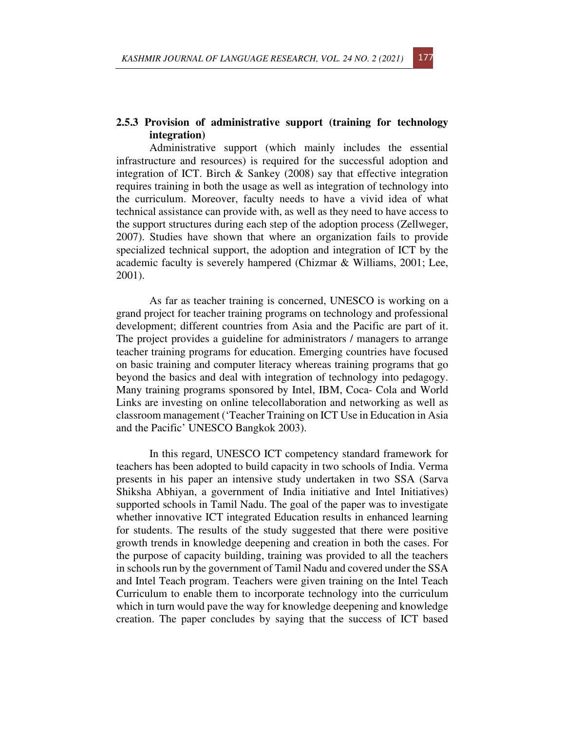### 2.5.3 Provision of administrative support (training for technology integration)

Administrative support (which mainly includes the essential infrastructure and resources) is required for the successful adoption and integration of ICT. Birch & Sankey (2008) say that effective integration requires training in both the usage as well as integration of technology into the curriculum. Moreover, faculty needs to have a vivid idea of what technical assistance can provide with, as well as they need to have access to the support structures during each step of the adoption process (Zellweger, 2007). Studies have shown that where an organization fails to provide specialized technical support, the adoption and integration of ICT by the academic faculty is severely hampered (Chizmar & Williams, 2001; Lee, 2001).

As far as teacher training is concerned, UNESCO is working on a grand project for teacher training programs on technology and professional development; different countries from Asia and the Pacific are part of it. The project provides a guideline for administrators / managers to arrange teacher training programs for education. Emerging countries have focused on basic training and computer literacy whereas training programs that go beyond the basics and deal with integration of technology into pedagogy. Many training programs sponsored by Intel, IBM, Coca- Cola and World Links are investing on online telecollaboration and networking as well as classroom management ('Teacher Training on ICT Use in Education in Asia and the Pacific' UNESCO Bangkok 2003).

In this regard, UNESCO ICT competency standard framework for teachers has been adopted to build capacity in two schools of India. Verma presents in his paper an intensive study undertaken in two SSA (Sarva Shiksha Abhiyan, a government of India initiative and Intel Initiatives) supported schools in Tamil Nadu. The goal of the paper was to investigate whether innovative ICT integrated Education results in enhanced learning for students. The results of the study suggested that there were positive growth trends in knowledge deepening and creation in both the cases. For the purpose of capacity building, training was provided to all the teachers in schools run by the government of Tamil Nadu and covered under the SSA and Intel Teach program. Teachers were given training on the Intel Teach Curriculum to enable them to incorporate technology into the curriculum which in turn would pave the way for knowledge deepening and knowledge creation. The paper concludes by saying that the success of ICT based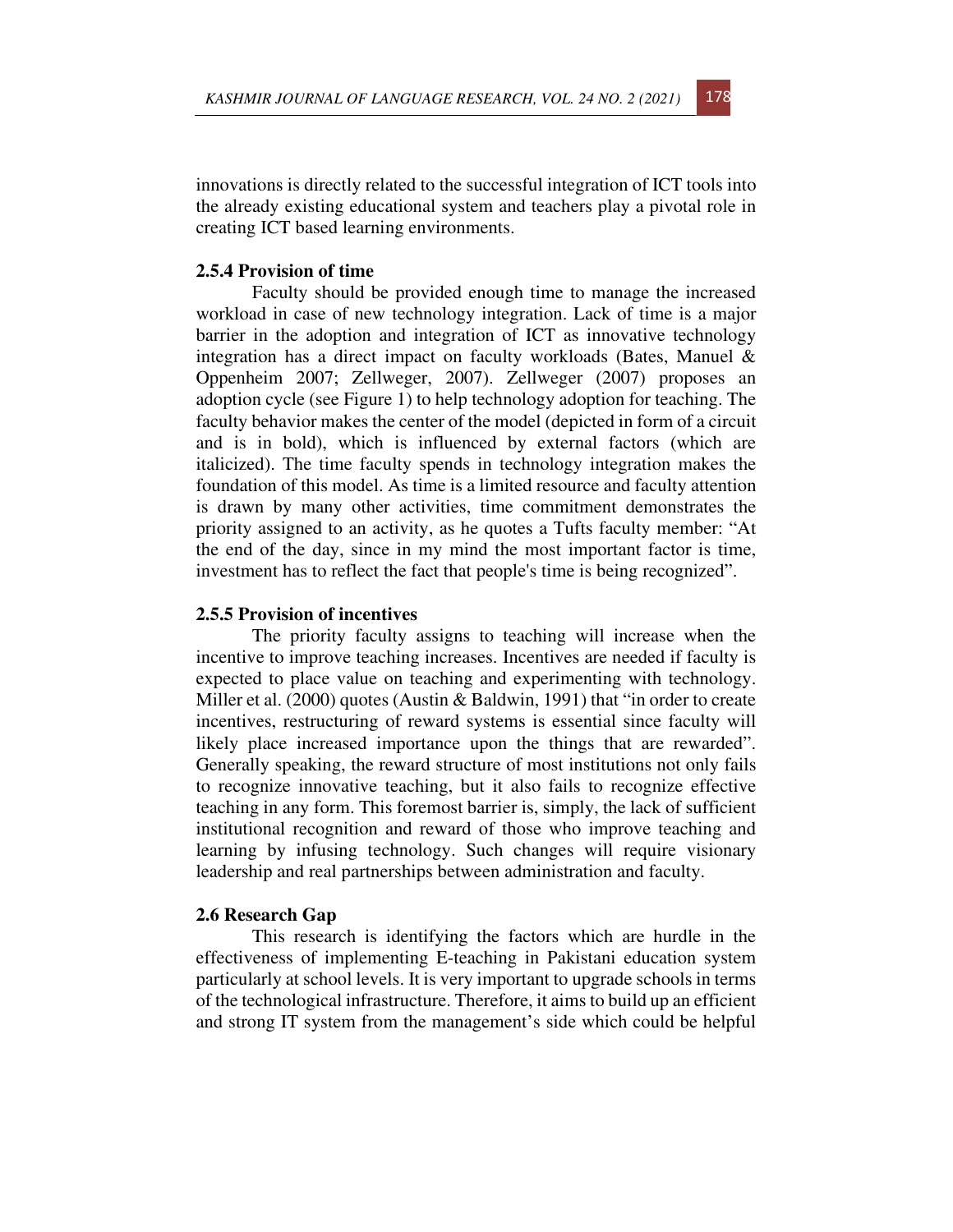innovations is directly related to the successful integration of ICT tools into the already existing educational system and teachers play a pivotal role in creating ICT based learning environments.

### 2.5.4 Provision of time

Faculty should be provided enough time to manage the increased workload in case of new technology integration. Lack of time is a major barrier in the adoption and integration of ICT as innovative technology integration has a direct impact on faculty workloads (Bates, Manuel & Oppenheim 2007; Zellweger, 2007). Zellweger (2007) proposes an adoption cycle (see Figure 1) to help technology adoption for teaching. The faculty behavior makes the center of the model (depicted in form of a circuit and is in bold), which is influenced by external factors (which are italicized). The time faculty spends in technology integration makes the foundation of this model. As time is a limited resource and faculty attention is drawn by many other activities, time commitment demonstrates the priority assigned to an activity, as he quotes a Tufts faculty member: "At the end of the day, since in my mind the most important factor is time, investment has to reflect the fact that people's time is being recognized".

### 2.5.5 Provision of incentives

The priority faculty assigns to teaching will increase when the incentive to improve teaching increases. Incentives are needed if faculty is expected to place value on teaching and experimenting with technology. Miller et al. (2000) quotes (Austin & Baldwin, 1991) that "in order to create incentives, restructuring of reward systems is essential since faculty will likely place increased importance upon the things that are rewarded". Generally speaking, the reward structure of most institutions not only fails to recognize innovative teaching, but it also fails to recognize effective teaching in any form. This foremost barrier is, simply, the lack of sufficient institutional recognition and reward of those who improve teaching and learning by infusing technology. Such changes will require visionary leadership and real partnerships between administration and faculty.

## 2.6 Research Gap

This research is identifying the factors which are hurdle in the effectiveness of implementing E-teaching in Pakistani education system particularly at school levels. It is very important to upgrade schools in terms of the technological infrastructure. Therefore, it aims to build up an efficient and strong IT system from the management's side which could be helpful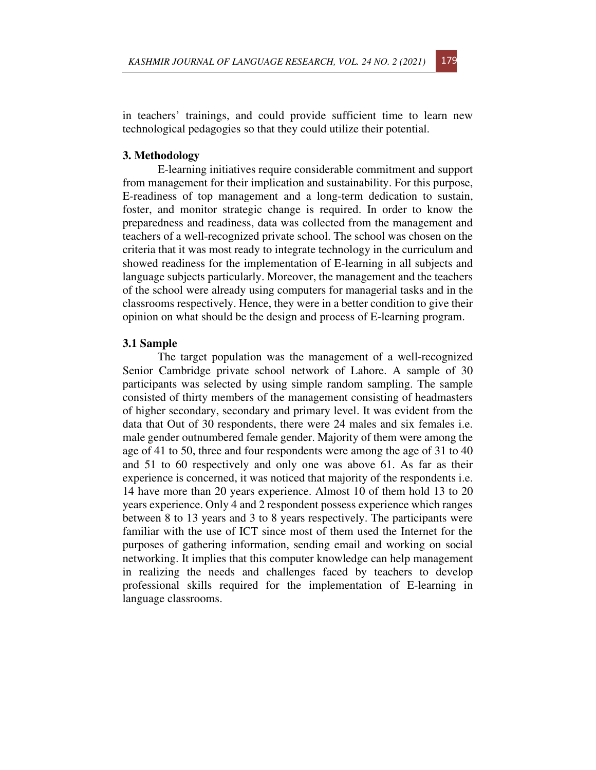in teachers' trainings, and could provide sufficient time to learn new technological pedagogies so that they could utilize their potential.

## 3. Methodology

E-learning initiatives require considerable commitment and support from management for their implication and sustainability. For this purpose, E-readiness of top management and a long-term dedication to sustain, foster, and monitor strategic change is required. In order to know the preparedness and readiness, data was collected from the management and teachers of a well-recognized private school. The school was chosen on the criteria that it was most ready to integrate technology in the curriculum and showed readiness for the implementation of E-learning in all subjects and language subjects particularly. Moreover, the management and the teachers of the school were already using computers for managerial tasks and in the classrooms respectively. Hence, they were in a better condition to give their opinion on what should be the design and process of E-learning program.

### 3.1 Sample

The target population was the management of a well-recognized Senior Cambridge private school network of Lahore. A sample of 30 participants was selected by using simple random sampling. The sample consisted of thirty members of the management consisting of headmasters of higher secondary, secondary and primary level. It was evident from the data that Out of 30 respondents, there were 24 males and six females i.e. male gender outnumbered female gender. Majority of them were among the age of 41 to 50, three and four respondents were among the age of 31 to 40 and 51 to 60 respectively and only one was above 61. As far as their experience is concerned, it was noticed that majority of the respondents i.e. 14 have more than 20 years experience. Almost 10 of them hold 13 to 20 years experience. Only 4 and 2 respondent possess experience which ranges between 8 to 13 years and 3 to 8 years respectively. The participants were familiar with the use of ICT since most of them used the Internet for the purposes of gathering information, sending email and working on social networking. It implies that this computer knowledge can help management in realizing the needs and challenges faced by teachers to develop professional skills required for the implementation of E-learning in language classrooms.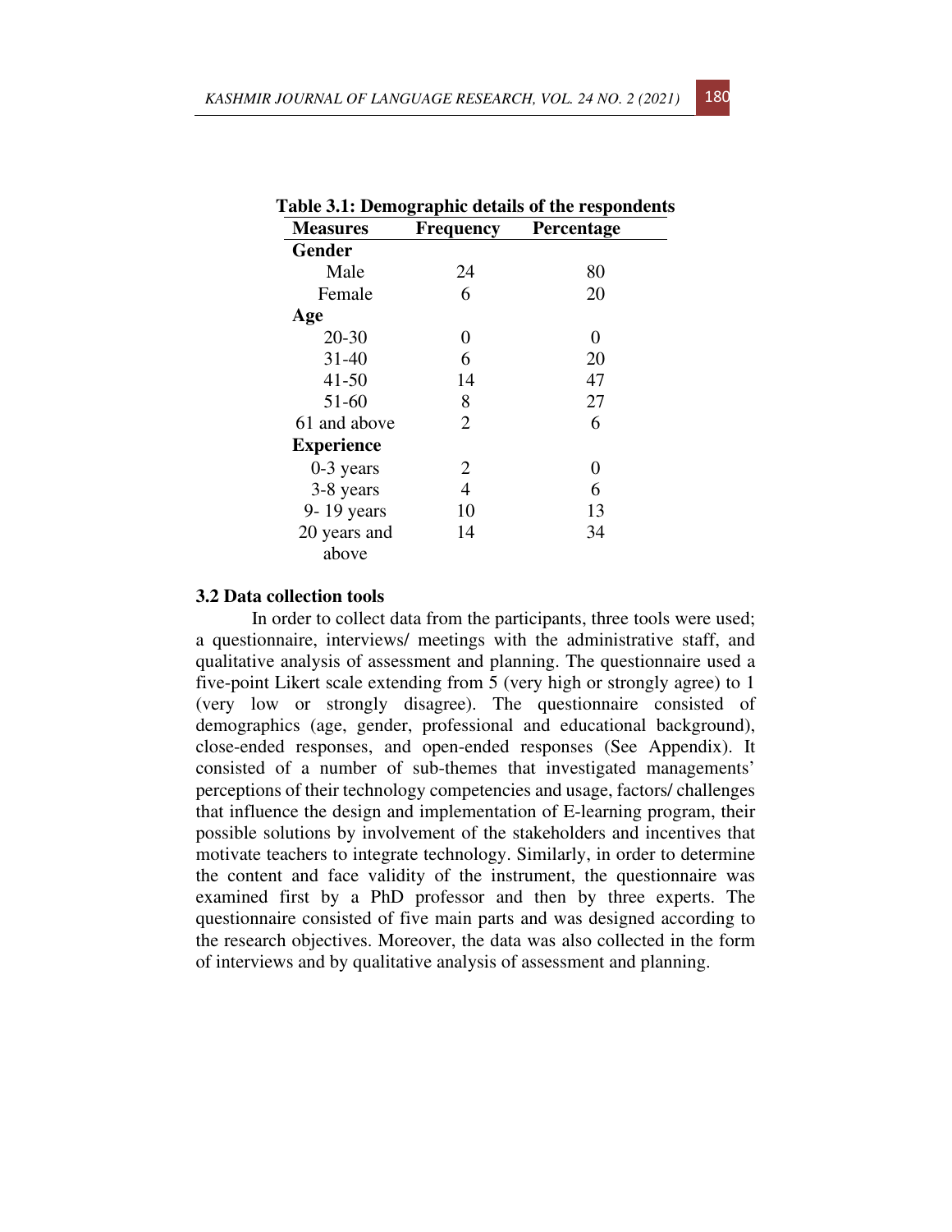**Table 3.1: Demographic details of the respondents**

| Measures | Frequency | Percentage |
|---|---|---|
| **Gender** | | |
| Male | 24 | 80 |
| Female | 6 | 20 |
| **Age** | | |
| 20-30 | 0 | 0 |
| 31-40 | 6 | 20 |
| 41-50 | 14 | 47 |
| 51-60 | 8 | 27 |
| 61 and above | 2 | 6 |
| **Experience** | | |
| 0-3 years | 2 | 0 |
| 3-8 years | 4 | 6 |
| 9- 19 years | 10 | 13 |
| 20 years and above | 14 | 34 |

### 3.2 Data collection tools

In order to collect data from the participants, three tools were used; a questionnaire, interviews/ meetings with the administrative staff, and qualitative analysis of assessment and planning. The questionnaire used a five-point Likert scale extending from 5 (very high or strongly agree) to 1 (very low or strongly disagree). The questionnaire consisted of demographics (age, gender, professional and educational background), close-ended responses, and open-ended responses (See Appendix). It consisted of a number of sub-themes that investigated managements' perceptions of their technology competencies and usage, factors/ challenges that influence the design and implementation of E-learning program, their possible solutions by involvement of the stakeholders and incentives that motivate teachers to integrate technology. Similarly, in order to determine the content and face validity of the instrument, the questionnaire was examined first by a PhD professor and then by three experts. The questionnaire consisted of five main parts and was designed according to the research objectives. Moreover, the data was also collected in the form of interviews and by qualitative analysis of assessment and planning.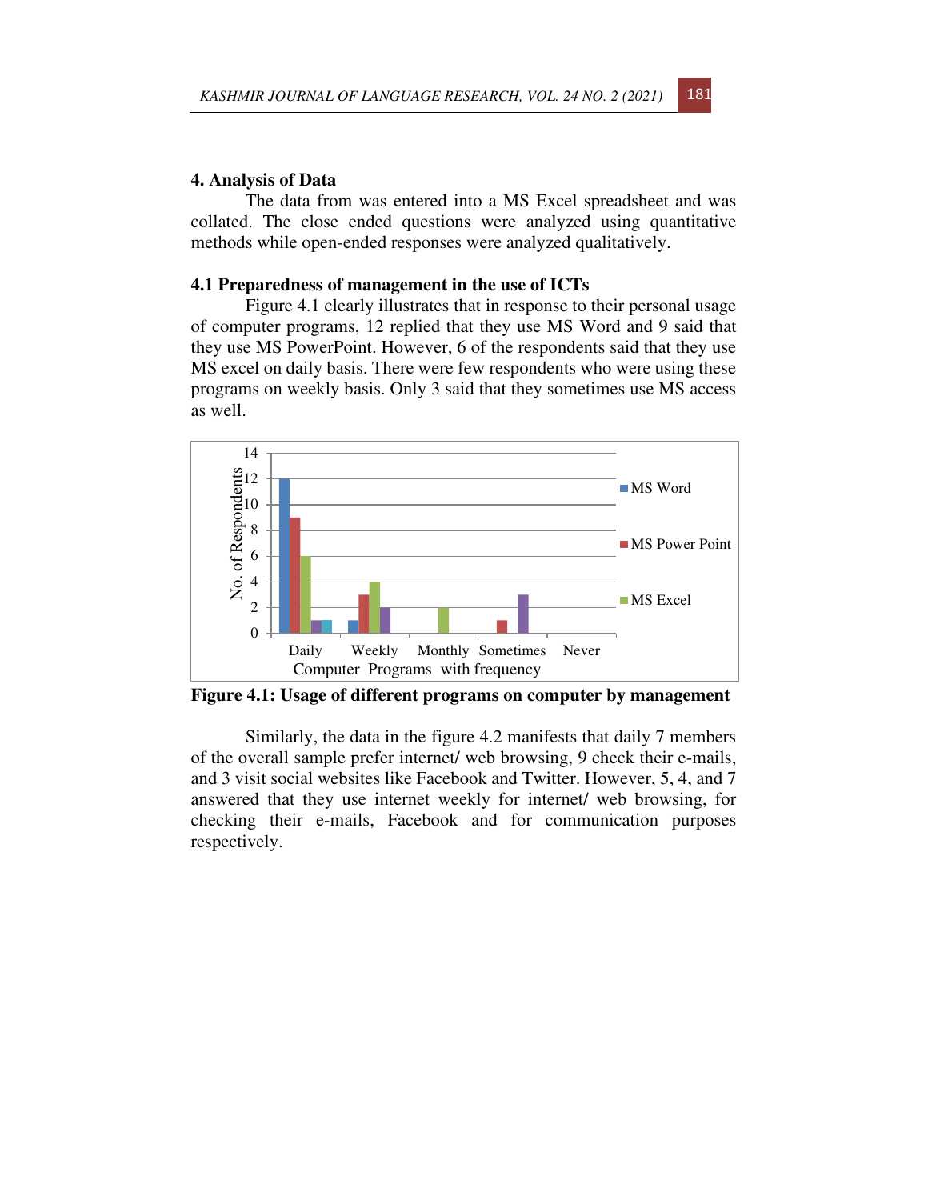## 4. Analysis of Data

The data from was entered into a MS Excel spreadsheet and was collated. The close ended questions were analyzed using quantitative methods while open-ended responses were analyzed qualitatively.

### 4.1 Preparedness of management in the use of ICTs

Figure 4.1 clearly illustrates that in response to their personal usage of computer programs, 12 replied that they use MS Word and 9 said that they use MS PowerPoint. However, 6 of the respondents said that they use MS excel on daily basis. There were few respondents who were using these programs on weekly basis. Only 3 said that they sometimes use MS access as well.

**Figure 4.1: Usage of different programs on computer by management**

Similarly, the data in the figure 4.2 manifests that daily 7 members of the overall sample prefer internet/ web browsing, 9 check their e-mails, and 3 visit social websites like Facebook and Twitter. However, 5, 4, and 7 answered that they use internet weekly for internet/ web browsing, for checking their e-mails, Facebook and for communication purposes respectively.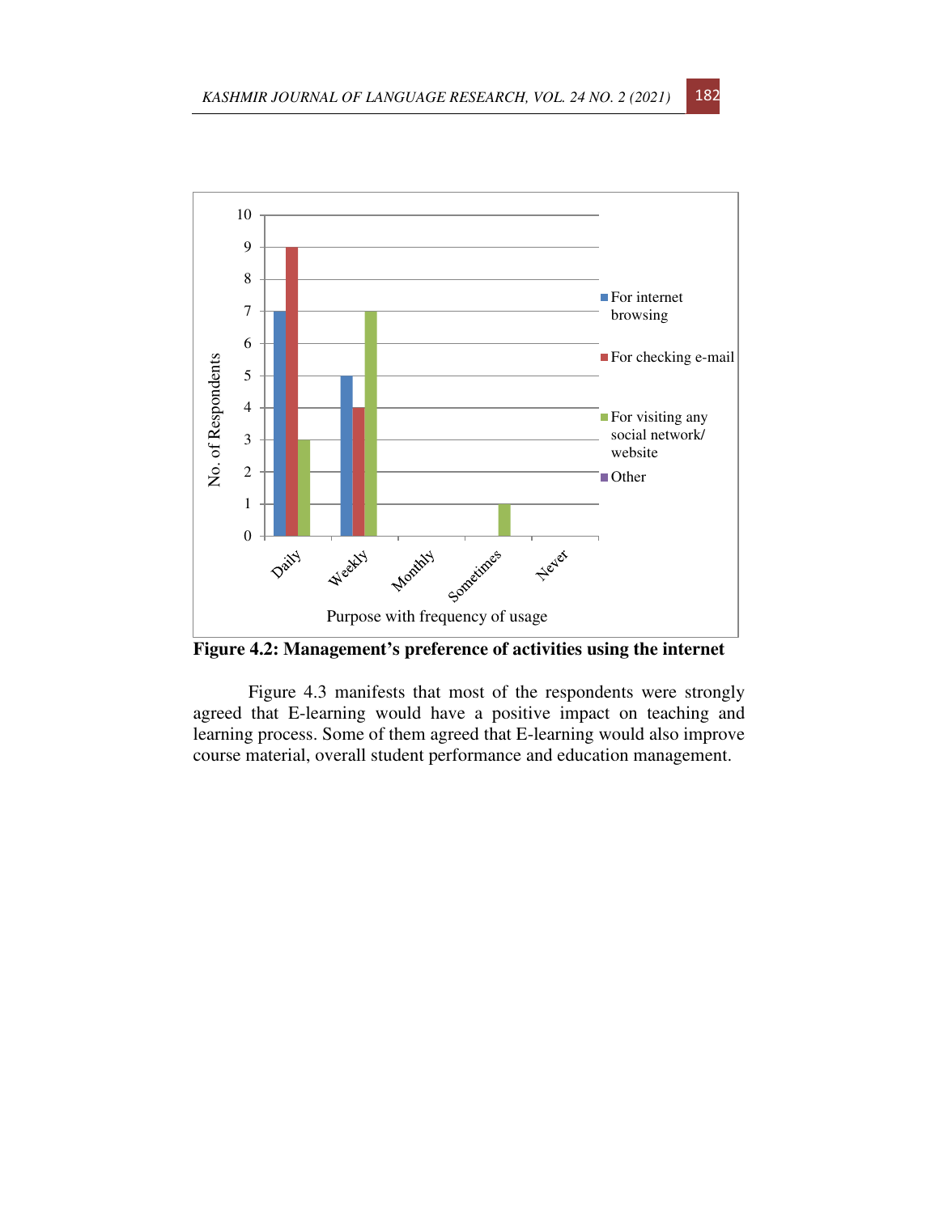**Figure 4.2: Management's preference of activities using the internet**

Figure 4.3 manifests that most of the respondents were strongly agreed that E-learning would have a positive impact on teaching and learning process. Some of them agreed that E-learning would also improve course material, overall student performance and education management.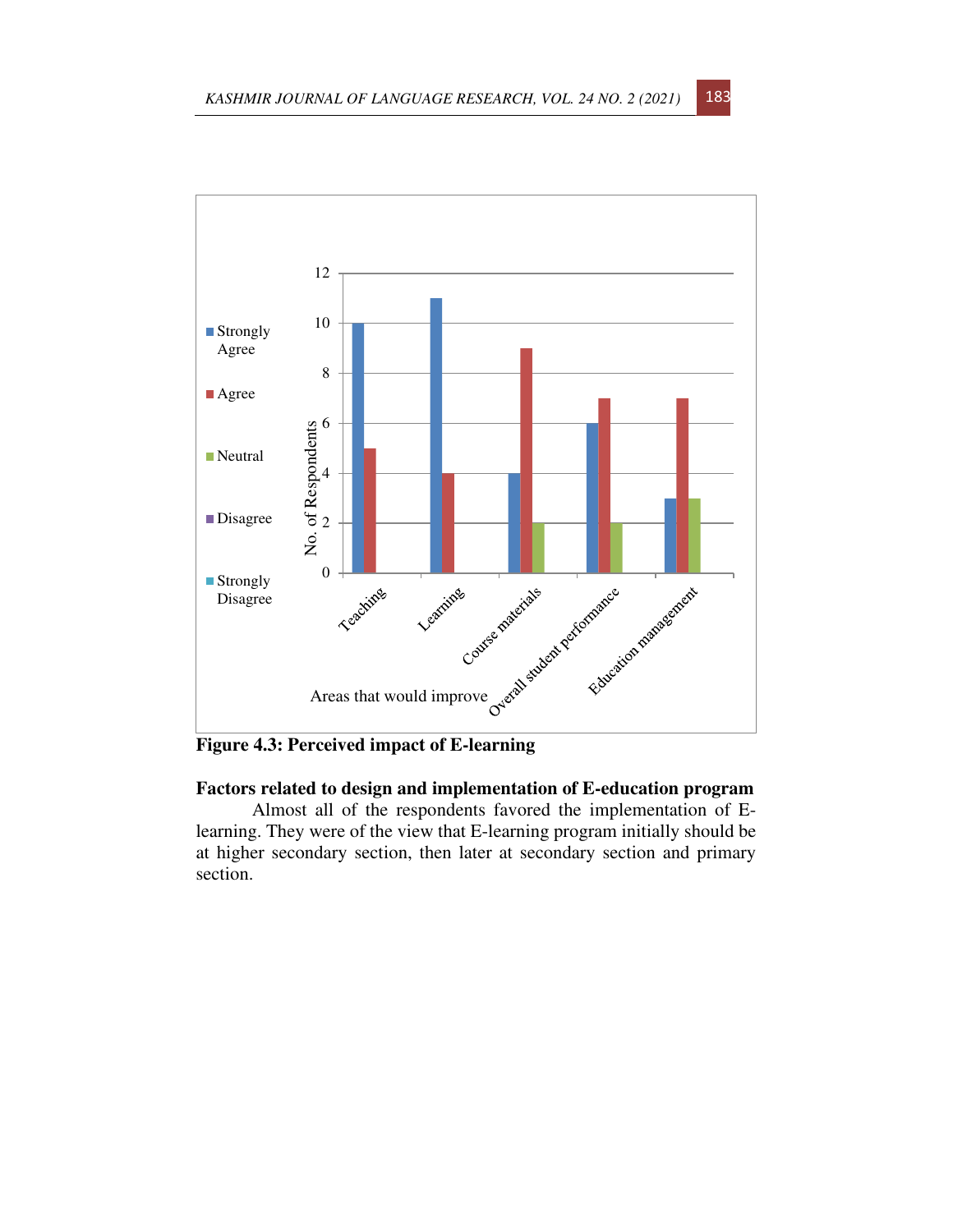**Figure 4.3: Perceived impact of E-learning**

**Factors related to design and implementation of E-education program**

Almost all of the respondents favored the implementation of E-learning. They were of the view that E-learning program initially should be at higher secondary section, then later at secondary section and primary section.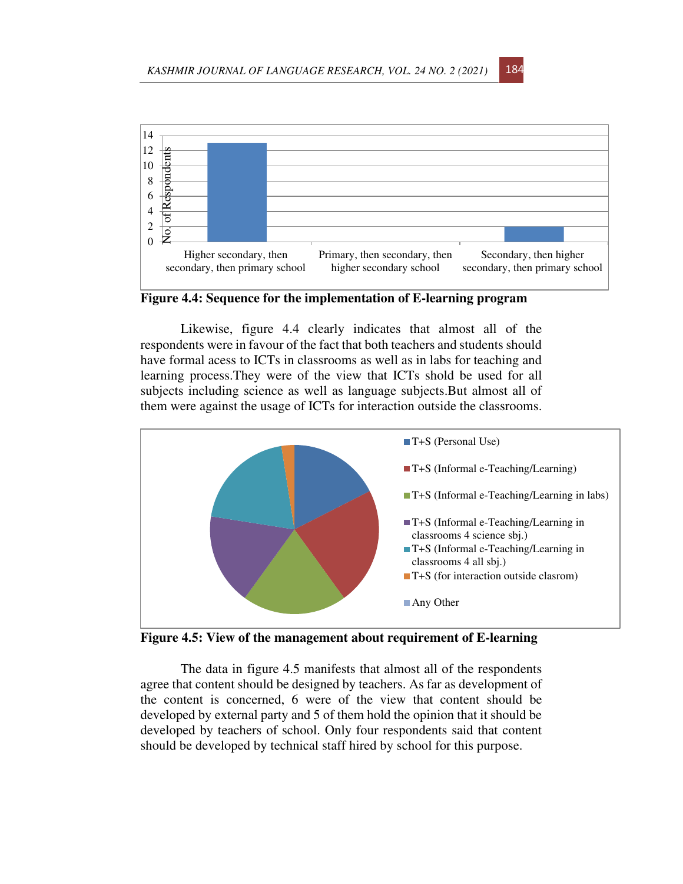Figure 4.4: Sequence for the implementation of E-learning program

Likewise, figure 4.4 clearly indicates that almost all of the respondents were in favour of the fact that both teachers and students should have formal acess to ICTs in classrooms as well as in labs for teaching and learning process.They were of the view that ICTs shold be used for all subjects including science as well as language subjects.But almost all of them were against the usage of ICTs for interaction outside the classrooms.

Figure 4.5: View of the management about requirement of E-learning

The data in figure 4.5 manifests that almost all of the respondents agree that content should be designed by teachers. As far as development of the content is concerned, 6 were of the view that content should be developed by external party and 5 of them hold the opinion that it should be developed by teachers of school. Only four respondents said that content should be developed by technical staff hired by school for this purpose.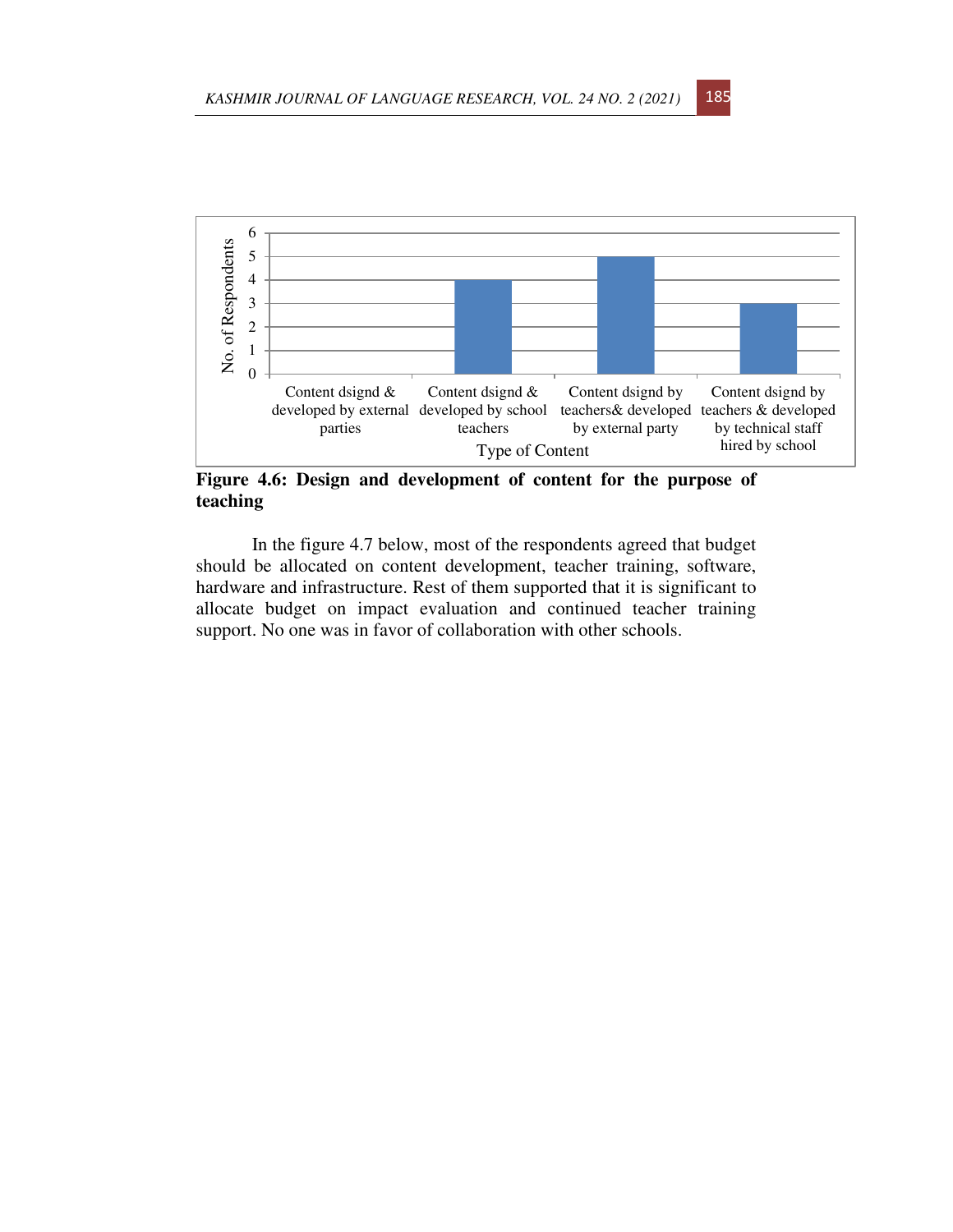| Type of Content | No. of Respondents |
|---|---|
| Content dsignd & developed by external parties | 0 |
| Content dsignd & developed by school teachers | 4 |
| Content dsignd by teachers& developed by external party | 5 |
| Content dsignd by teachers & developed by technical staff hired by school | 3 |

**Figure 4.6: Design and development of content for the purpose of teaching**

In the figure 4.7 below, most of the respondents agreed that budget should be allocated on content development, teacher training, software, hardware and infrastructure. Rest of them supported that it is significant to allocate budget on impact evaluation and continued teacher training support. No one was in favor of collaboration with other schools.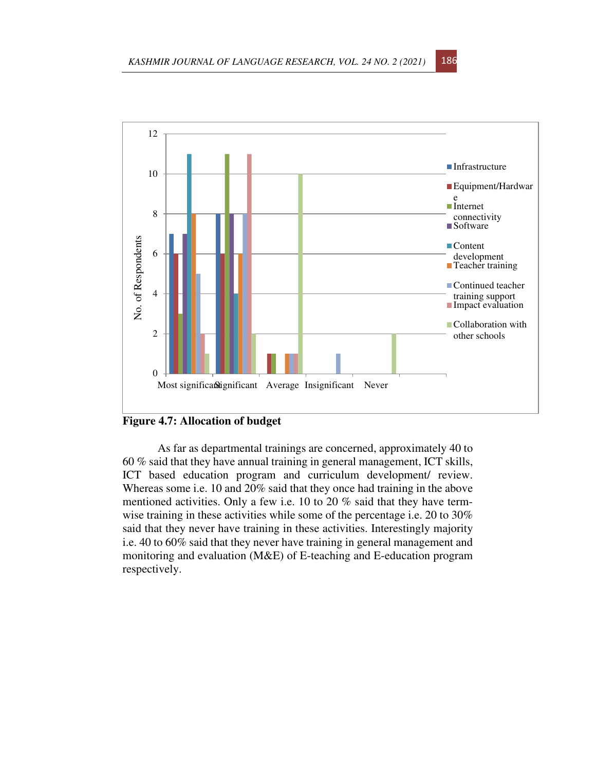**Figure 4.7: Allocation of budget**

As far as departmental trainings are concerned, approximately 40 to 60 % said that they have annual training in general management, ICT skills, ICT based education program and curriculum development/ review. Whereas some i.e. 10 and 20% said that they once had training in the above mentioned activities. Only a few i.e. 10 to 20 % said that they have term-wise training in these activities while some of the percentage i.e. 20 to 30% said that they never have training in these activities. Interestingly majority i.e. 40 to 60% said that they never have training in general management and monitoring and evaluation (M&E) of E-teaching and E-education program respectively.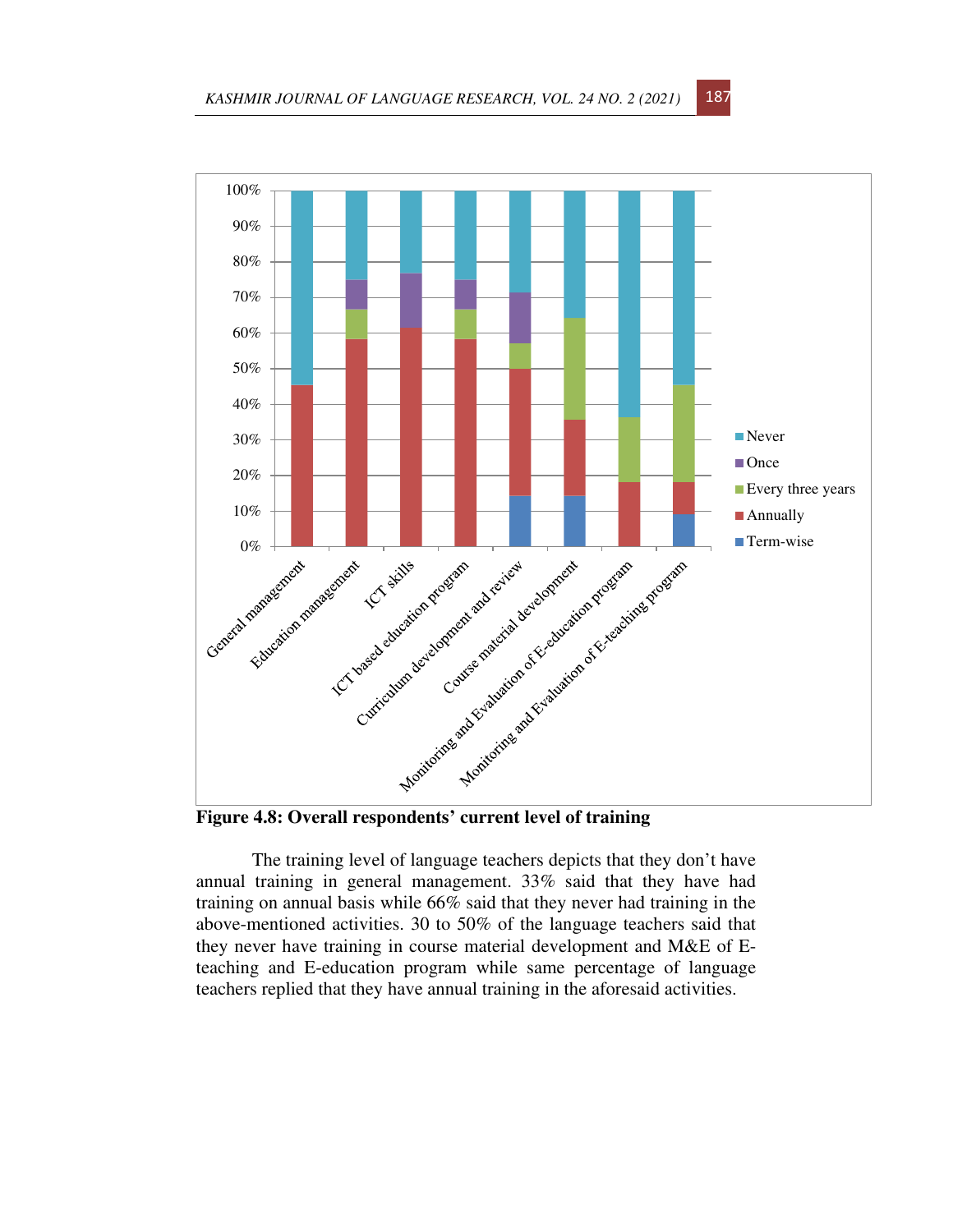**Figure 4.8: Overall respondents' current level of training**

The training level of language teachers depicts that they don't have annual training in general management. 33% said that they have had training on annual basis while 66% said that they never had training in the above-mentioned activities. 30 to 50% of the language teachers said that they never have training in course material development and M&E of E-teaching and E-education program while same percentage of language teachers replied that they have annual training in the aforesaid activities.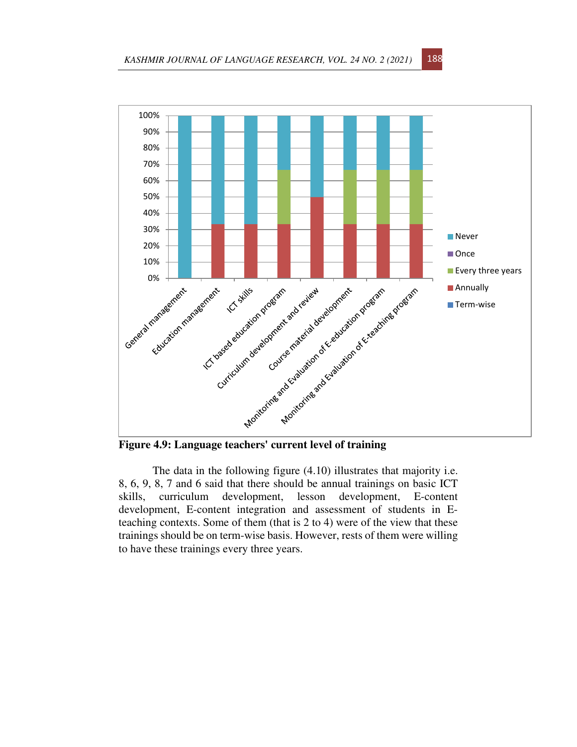**Figure 4.9: Language teachers' current level of training**

The data in the following figure (4.10) illustrates that majority i.e. 8, 6, 9, 8, 7 and 6 said that there should be annual trainings on basic ICT skills, curriculum development, lesson development, E-content development, E-content integration and assessment of students in E-teaching contexts. Some of them (that is 2 to 4) were of the view that these trainings should be on term-wise basis. However, rests of them were willing to have these trainings every three years.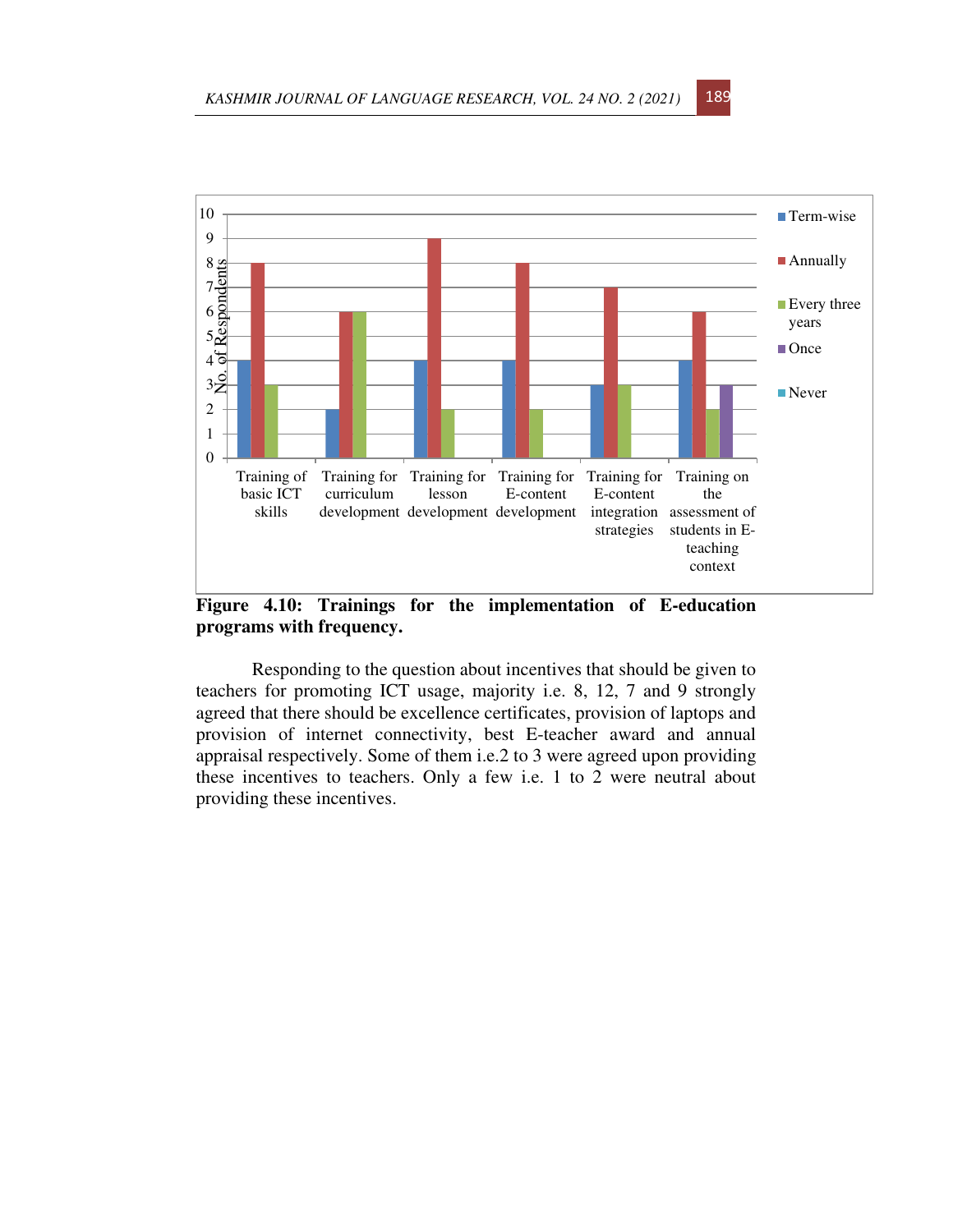| | Term-wise | Annually | Every three years | Once | Never |
|---|---|---|---|---|---|
| Training of basic ICT skills | 4 | 8 | 3 | | |
| Training for curriculum development | 2 | 6 | 6 | | |
| Training for lesson development | 4 | 9 | 2 | | |
| Training for E-content development | 4 | 8 | 2 | | |
| Training for E-content integration strategies | 3 | 7 | 3 | | |
| Training on the assessment of students in E-teaching context | 4 | 6 | 2 | 3 | |

Y-axis: No. of Respondents (0–10)

**Figure 4.10: Trainings for the implementation of E-education programs with frequency.**

Responding to the question about incentives that should be given to teachers for promoting ICT usage, majority i.e. 8, 12, 7 and 9 strongly agreed that there should be excellence certificates, provision of laptops and provision of internet connectivity, best E-teacher award and annual appraisal respectively. Some of them i.e.2 to 3 were agreed upon providing these incentives to teachers. Only a few i.e. 1 to 2 were neutral about providing these incentives.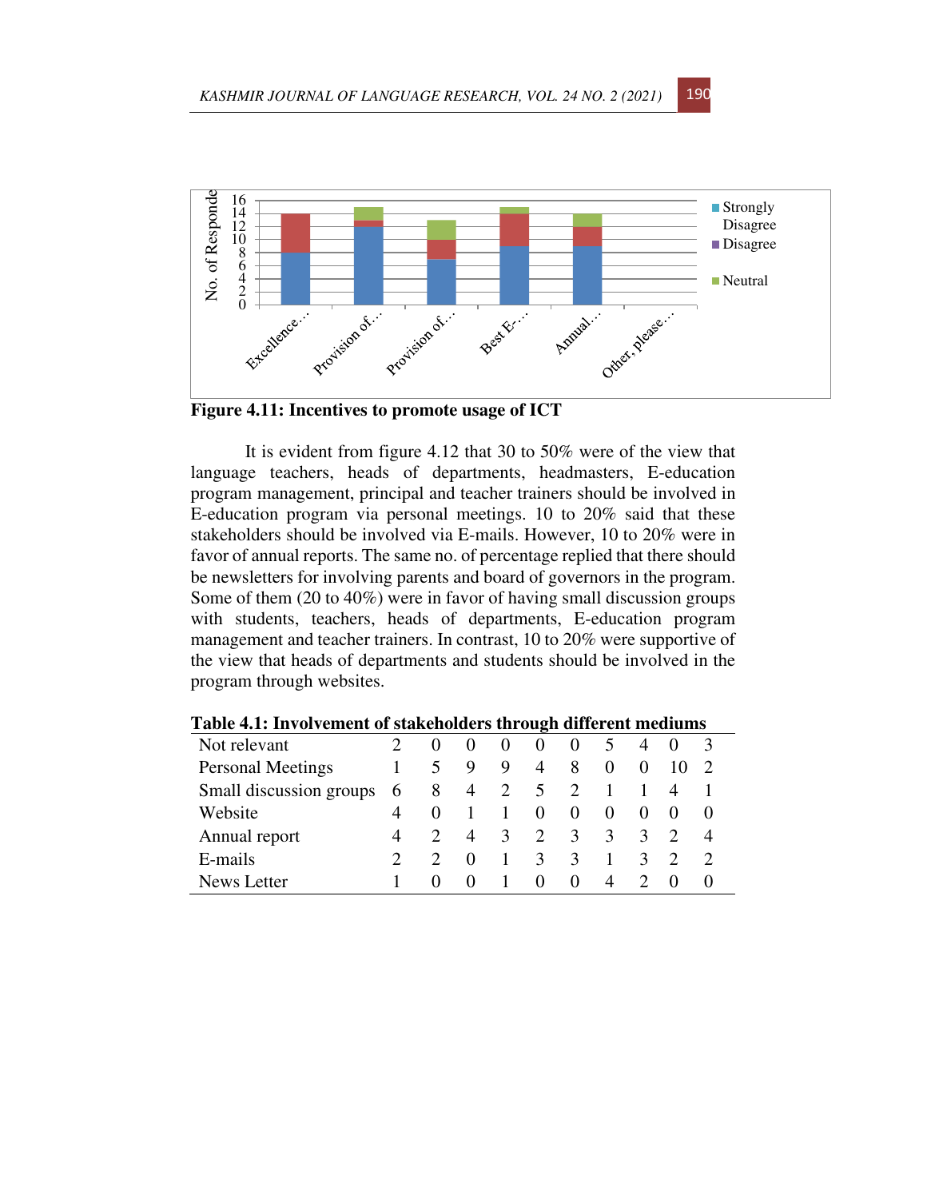**Figure 4.11: Incentives to promote usage of ICT**

It is evident from figure 4.12 that 30 to 50% were of the view that language teachers, heads of departments, headmasters, E-education program management, principal and teacher trainers should be involved in E-education program via personal meetings. 10 to 20% said that these stakeholders should be involved via E-mails. However, 10 to 20% were in favor of annual reports. The same no. of percentage replied that there should be newsletters for involving parents and board of governors in the program. Some of them (20 to 40%) were in favor of having small discussion groups with students, teachers, heads of departments, E-education program management and teacher trainers. In contrast, 10 to 20% were supportive of the view that heads of departments and students should be involved in the program through websites.

**Table 4.1: Involvement of stakeholders through different mediums**

| | | | | | | | | | | |
|---|---|---|---|---|---|---|---|---|---|---|
| Not relevant | 2 | 0 | 0 | 0 | 0 | 0 | 5 | 4 | 0 | 3 |
| Personal Meetings | 1 | 5 | 9 | 9 | 4 | 8 | 0 | 0 | 10 | 2 |
| Small discussion groups | 6 | 8 | 4 | 2 | 5 | 2 | 1 | 1 | 4 | 1 |
| Website | 4 | 0 | 1 | 1 | 0 | 0 | 0 | 0 | 0 | 0 |
| Annual report | 4 | 2 | 4 | 3 | 2 | 3 | 3 | 3 | 2 | 4 |
| E-mails | 2 | 2 | 0 | 1 | 3 | 3 | 1 | 3 | 2 | 2 |
| News Letter | 1 | 0 | 0 | 1 | 0 | 0 | 4 | 2 | 0 | 0 |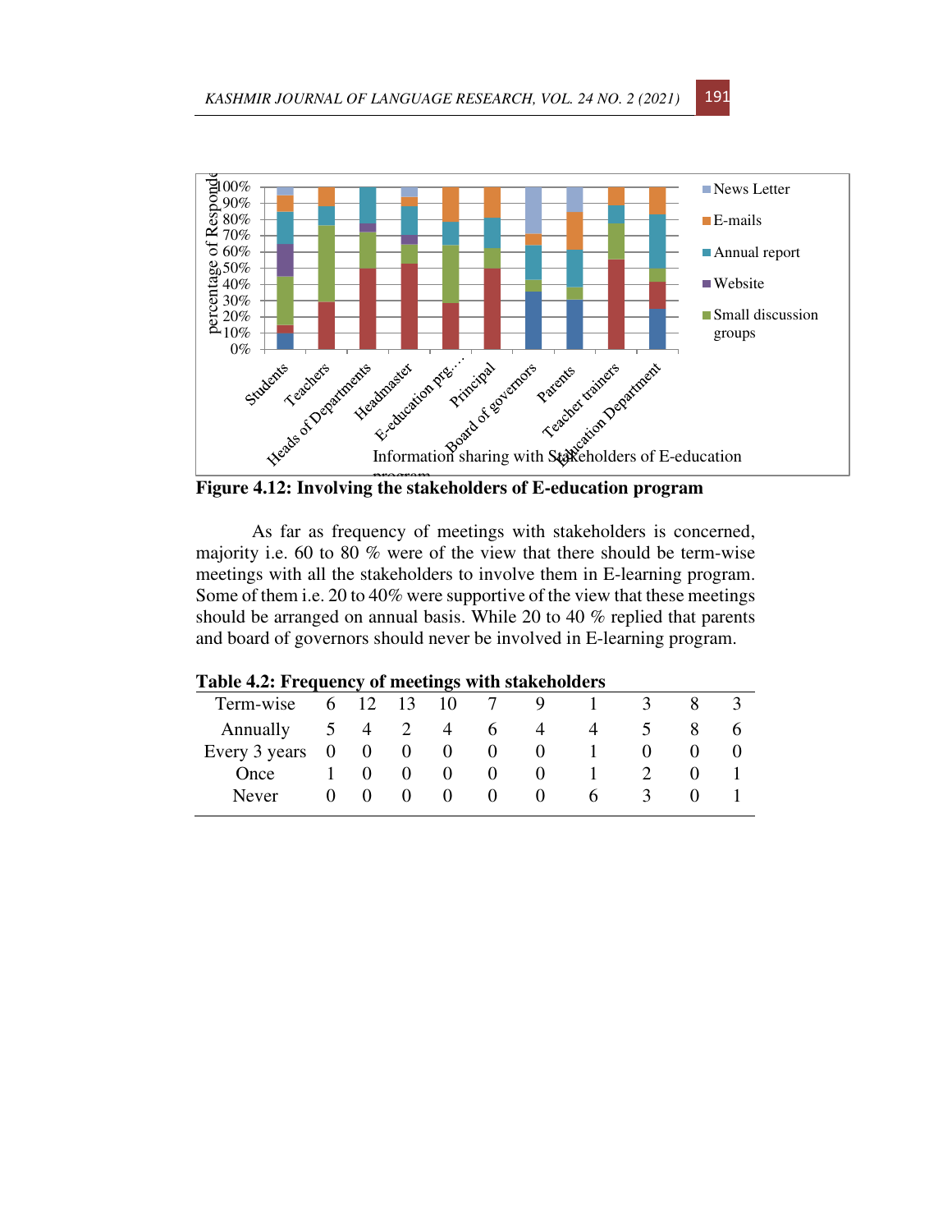**Figure 4.12: Involving the stakeholders of E-education program**

As far as frequency of meetings with stakeholders is concerned, majority i.e. 60 to 80 % were of the view that there should be term-wise meetings with all the stakeholders to involve them in E-learning program. Some of them i.e. 20 to 40% were supportive of the view that these meetings should be arranged on annual basis. While 20 to 40 % replied that parents and board of governors should never be involved in E-learning program.

**Table 4.2: Frequency of meetings with stakeholders**

| | | | | | | | | | | |
|---|---|---|---|---|---|---|---|---|---|---|
| Term-wise | 6 | 12 | 13 | 10 | 7 | 9 | 1 | 3 | 8 | 3 |
| Annually | 5 | 4 | 2 | 4 | 6 | 4 | 4 | 5 | 8 | 6 |
| Every 3 years | 0 | 0 | 0 | 0 | 0 | 0 | 1 | 0 | 0 | 0 |
| Once | 1 | 0 | 0 | 0 | 0 | 0 | 1 | 2 | 0 | 1 |
| Never | 0 | 0 | 0 | 0 | 0 | 0 | 6 | 3 | 0 | 1 |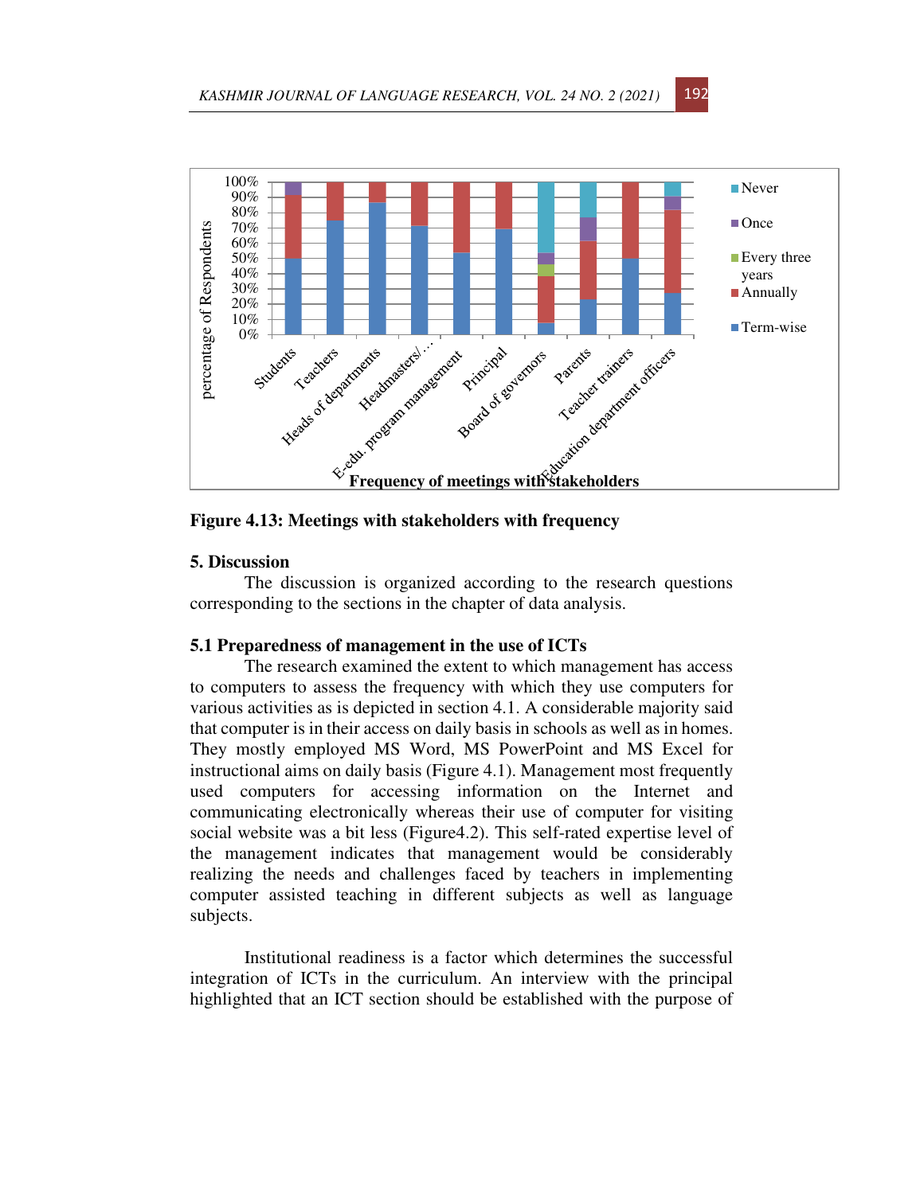**Figure 4.13: Meetings with stakeholders with frequency**

## 5. Discussion

The discussion is organized according to the research questions corresponding to the sections in the chapter of data analysis.

### 5.1 Preparedness of management in the use of ICTs

The research examined the extent to which management has access to computers to assess the frequency with which they use computers for various activities as is depicted in section 4.1. A considerable majority said that computer is in their access on daily basis in schools as well as in homes. They mostly employed MS Word, MS PowerPoint and MS Excel for instructional aims on daily basis (Figure 4.1). Management most frequently used computers for accessing information on the Internet and communicating electronically whereas their use of computer for visiting social website was a bit less (Figure4.2). This self-rated expertise level of the management indicates that management would be considerably realizing the needs and challenges faced by teachers in implementing computer assisted teaching in different subjects as well as language subjects.

Institutional readiness is a factor which determines the successful integration of ICTs in the curriculum. An interview with the principal highlighted that an ICT section should be established with the purpose of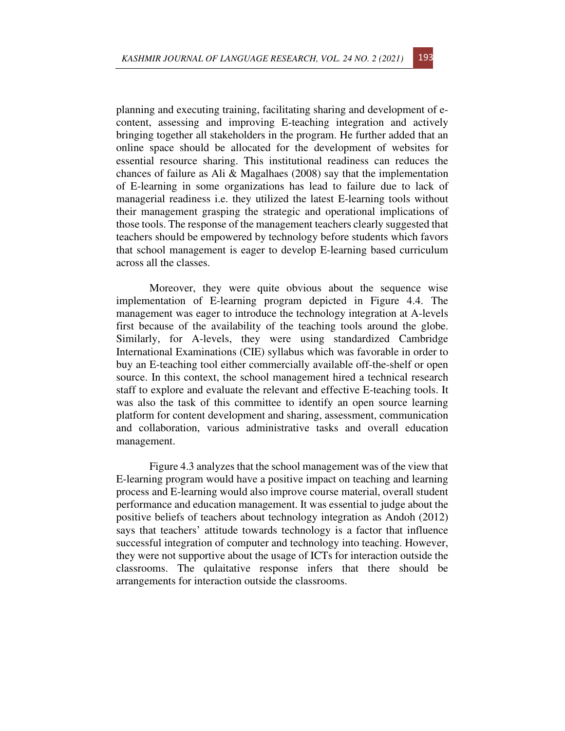planning and executing training, facilitating sharing and development of e-content, assessing and improving E-teaching integration and actively bringing together all stakeholders in the program. He further added that an online space should be allocated for the development of websites for essential resource sharing. This institutional readiness can reduces the chances of failure as Ali & Magalhaes (2008) say that the implementation of E-learning in some organizations has lead to failure due to lack of managerial readiness i.e. they utilized the latest E-learning tools without their management grasping the strategic and operational implications of those tools. The response of the management teachers clearly suggested that teachers should be empowered by technology before students which favors that school management is eager to develop E-learning based curriculum across all the classes.

Moreover, they were quite obvious about the sequence wise implementation of E-learning program depicted in Figure 4.4. The management was eager to introduce the technology integration at A-levels first because of the availability of the teaching tools around the globe. Similarly, for A-levels, they were using standardized Cambridge International Examinations (CIE) syllabus which was favorable in order to buy an E-teaching tool either commercially available off-the-shelf or open source. In this context, the school management hired a technical research staff to explore and evaluate the relevant and effective E-teaching tools. It was also the task of this committee to identify an open source learning platform for content development and sharing, assessment, communication and collaboration, various administrative tasks and overall education management.

Figure 4.3 analyzes that the school management was of the view that E-learning program would have a positive impact on teaching and learning process and E-learning would also improve course material, overall student performance and education management. It was essential to judge about the positive beliefs of teachers about technology integration as Andoh (2012) says that teachers' attitude towards technology is a factor that influence successful integration of computer and technology into teaching. However, they were not supportive about the usage of ICTs for interaction outside the classrooms. The qulaitative response infers that there should be arrangements for interaction outside the classrooms.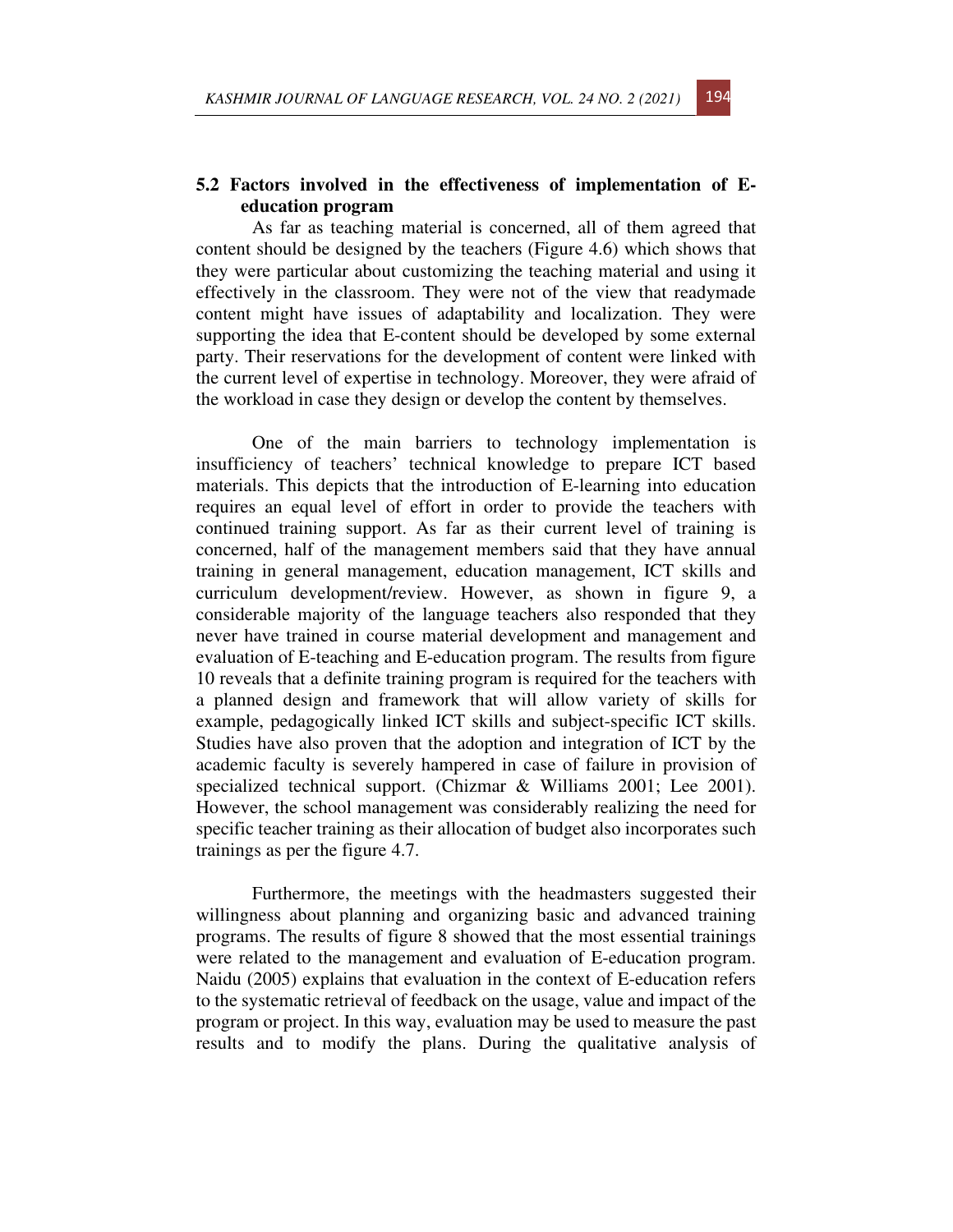## 5.2 Factors involved in the effectiveness of implementation of E-education program

As far as teaching material is concerned, all of them agreed that content should be designed by the teachers (Figure 4.6) which shows that they were particular about customizing the teaching material and using it effectively in the classroom. They were not of the view that readymade content might have issues of adaptability and localization. They were supporting the idea that E-content should be developed by some external party. Their reservations for the development of content were linked with the current level of expertise in technology. Moreover, they were afraid of the workload in case they design or develop the content by themselves.

One of the main barriers to technology implementation is insufficiency of teachers' technical knowledge to prepare ICT based materials. This depicts that the introduction of E-learning into education requires an equal level of effort in order to provide the teachers with continued training support. As far as their current level of training is concerned, half of the management members said that they have annual training in general management, education management, ICT skills and curriculum development/review. However, as shown in figure 9, a considerable majority of the language teachers also responded that they never have trained in course material development and management and evaluation of E-teaching and E-education program. The results from figure 10 reveals that a definite training program is required for the teachers with a planned design and framework that will allow variety of skills for example, pedagogically linked ICT skills and subject-specific ICT skills. Studies have also proven that the adoption and integration of ICT by the academic faculty is severely hampered in case of failure in provision of specialized technical support. (Chizmar & Williams 2001; Lee 2001). However, the school management was considerably realizing the need for specific teacher training as their allocation of budget also incorporates such trainings as per the figure 4.7.

Furthermore, the meetings with the headmasters suggested their willingness about planning and organizing basic and advanced training programs. The results of figure 8 showed that the most essential trainings were related to the management and evaluation of E-education program. Naidu (2005) explains that evaluation in the context of E-education refers to the systematic retrieval of feedback on the usage, value and impact of the program or project. In this way, evaluation may be used to measure the past results and to modify the plans. During the qualitative analysis of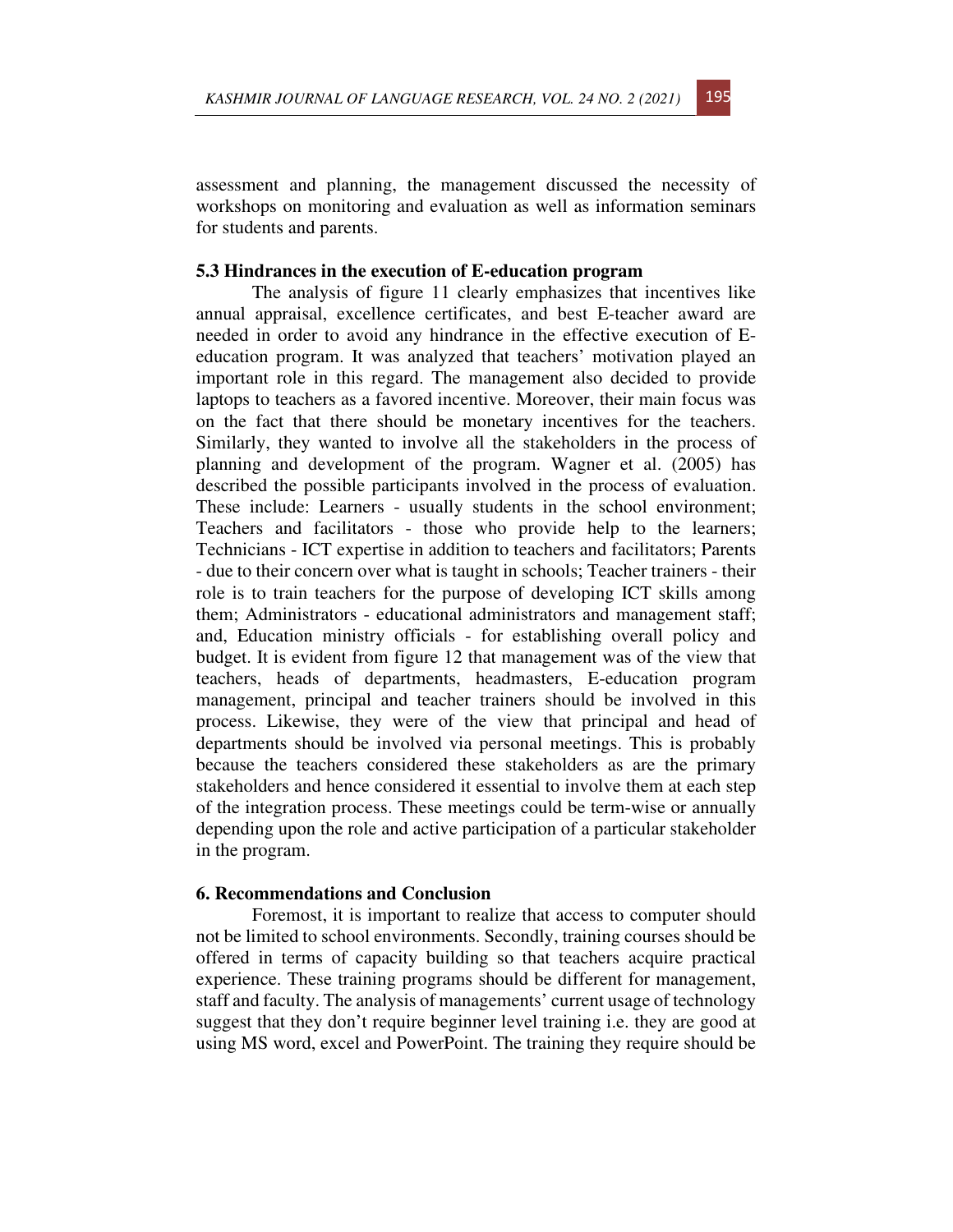assessment and planning, the management discussed the necessity of workshops on monitoring and evaluation as well as information seminars for students and parents.

### 5.3 Hindrances in the execution of E-education program

The analysis of figure 11 clearly emphasizes that incentives like annual appraisal, excellence certificates, and best E-teacher award are needed in order to avoid any hindrance in the effective execution of E-education program. It was analyzed that teachers' motivation played an important role in this regard. The management also decided to provide laptops to teachers as a favored incentive. Moreover, their main focus was on the fact that there should be monetary incentives for the teachers. Similarly, they wanted to involve all the stakeholders in the process of planning and development of the program. Wagner et al. (2005) has described the possible participants involved in the process of evaluation. These include: Learners - usually students in the school environment; Teachers and facilitators - those who provide help to the learners; Technicians - ICT expertise in addition to teachers and facilitators; Parents - due to their concern over what is taught in schools; Teacher trainers - their role is to train teachers for the purpose of developing ICT skills among them; Administrators - educational administrators and management staff; and, Education ministry officials - for establishing overall policy and budget. It is evident from figure 12 that management was of the view that teachers, heads of departments, headmasters, E-education program management, principal and teacher trainers should be involved in this process. Likewise, they were of the view that principal and head of departments should be involved via personal meetings. This is probably because the teachers considered these stakeholders as are the primary stakeholders and hence considered it essential to involve them at each step of the integration process. These meetings could be term-wise or annually depending upon the role and active participation of a particular stakeholder in the program.

## 6. Recommendations and Conclusion

Foremost, it is important to realize that access to computer should not be limited to school environments. Secondly, training courses should be offered in terms of capacity building so that teachers acquire practical experience. These training programs should be different for management, staff and faculty. The analysis of managements' current usage of technology suggest that they don't require beginner level training i.e. they are good at using MS word, excel and PowerPoint. The training they require should be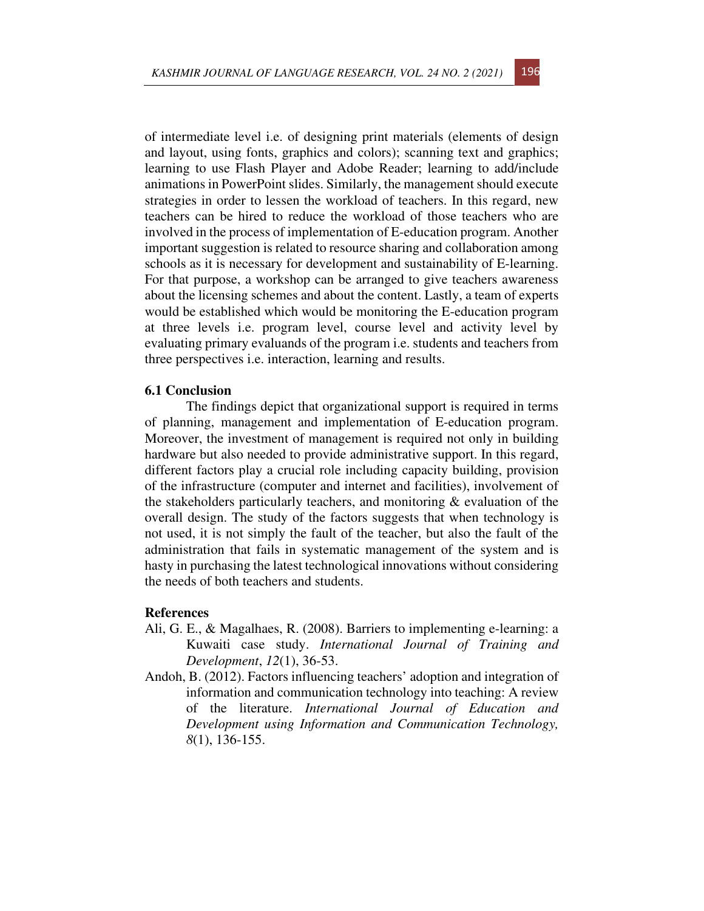of intermediate level i.e. of designing print materials (elements of design and layout, using fonts, graphics and colors); scanning text and graphics; learning to use Flash Player and Adobe Reader; learning to add/include animations in PowerPoint slides. Similarly, the management should execute strategies in order to lessen the workload of teachers. In this regard, new teachers can be hired to reduce the workload of those teachers who are involved in the process of implementation of E-education program. Another important suggestion is related to resource sharing and collaboration among schools as it is necessary for development and sustainability of E-learning. For that purpose, a workshop can be arranged to give teachers awareness about the licensing schemes and about the content. Lastly, a team of experts would be established which would be monitoring the E-education program at three levels i.e. program level, course level and activity level by evaluating primary evaluands of the program i.e. students and teachers from three perspectives i.e. interaction, learning and results.

### 6.1 Conclusion

The findings depict that organizational support is required in terms of planning, management and implementation of E-education program. Moreover, the investment of management is required not only in building hardware but also needed to provide administrative support. In this regard, different factors play a crucial role including capacity building, provision of the infrastructure (computer and internet and facilities), involvement of the stakeholders particularly teachers, and monitoring & evaluation of the overall design. The study of the factors suggests that when technology is not used, it is not simply the fault of the teacher, but also the fault of the administration that fails in systematic management of the system and is hasty in purchasing the latest technological innovations without considering the needs of both teachers and students.

### References

Ali, G. E., & Magalhaes, R. (2008). Barriers to implementing e-learning: a Kuwaiti case study. *International Journal of Training and Development*, *12*(1), 36-53.

Andoh, B. (2012). Factors influencing teachers' adoption and integration of information and communication technology into teaching: A review of the literature. *International Journal of Education and Development using Information and Communication Technology, 8*(1), 136-155.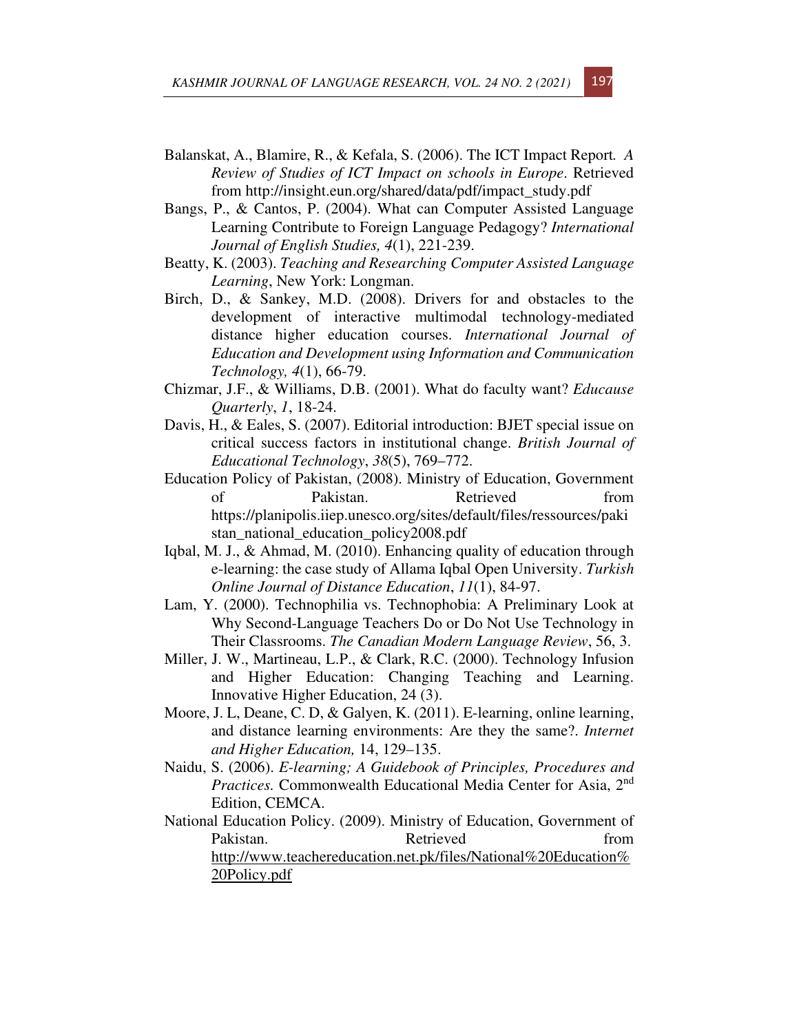Balanskat, A., Blamire, R., & Kefala, S. (2006). The ICT Impact Report*. A Review of Studies of ICT Impact on schools in Europe*. Retrieved from http://insight.eun.org/shared/data/pdf/impact_study.pdf

Bangs, P., & Cantos, P. (2004). What can Computer Assisted Language Learning Contribute to Foreign Language Pedagogy? *International Journal of English Studies, 4*(1), 221-239.

Beatty, K. (2003). *Teaching and Researching Computer Assisted Language Learning*, New York: Longman.

Birch, D., & Sankey, M.D. (2008). Drivers for and obstacles to the development of interactive multimodal technology-mediated distance higher education courses. *International Journal of Education and Development using Information and Communication Technology, 4*(1), 66-79.

Chizmar, J.F., & Williams, D.B. (2001). What do faculty want? *Educause Quarterly*, *1*, 18-24.

Davis, H., & Eales, S. (2007). Editorial introduction: BJET special issue on critical success factors in institutional change. *British Journal of Educational Technology*, *38*(5), 769–772.

Education Policy of Pakistan, (2008). Ministry of Education, Government of Pakistan. Retrieved from https://planipolis.iiep.unesco.org/sites/default/files/ressources/pakistan_national_education_policy2008.pdf

Iqbal, M. J., & Ahmad, M. (2010). Enhancing quality of education through e-learning: the case study of Allama Iqbal Open University. *Turkish Online Journal of Distance Education*, *11*(1), 84-97.

Lam, Y. (2000). Technophilia vs. Technophobia: A Preliminary Look at Why Second-Language Teachers Do or Do Not Use Technology in Their Classrooms. *The Canadian Modern Language Review*, 56, 3.

Miller, J. W., Martineau, L.P., & Clark, R.C. (2000). Technology Infusion and Higher Education: Changing Teaching and Learning. Innovative Higher Education, 24 (3).

Moore, J. L, Deane, C. D, & Galyen, K. (2011). E-learning, online learning, and distance learning environments: Are they the same?. *Internet and Higher Education,* 14, 129–135.

Naidu, S. (2006). *E-learning; A Guidebook of Principles, Procedures and Practices.* Commonwealth Educational Media Center for Asia, 2nd Edition, CEMCA.

National Education Policy. (2009). Ministry of Education, Government of Pakistan. Retrieved from http://www.teachereducation.net.pk/files/National%20Education%20Policy.pdf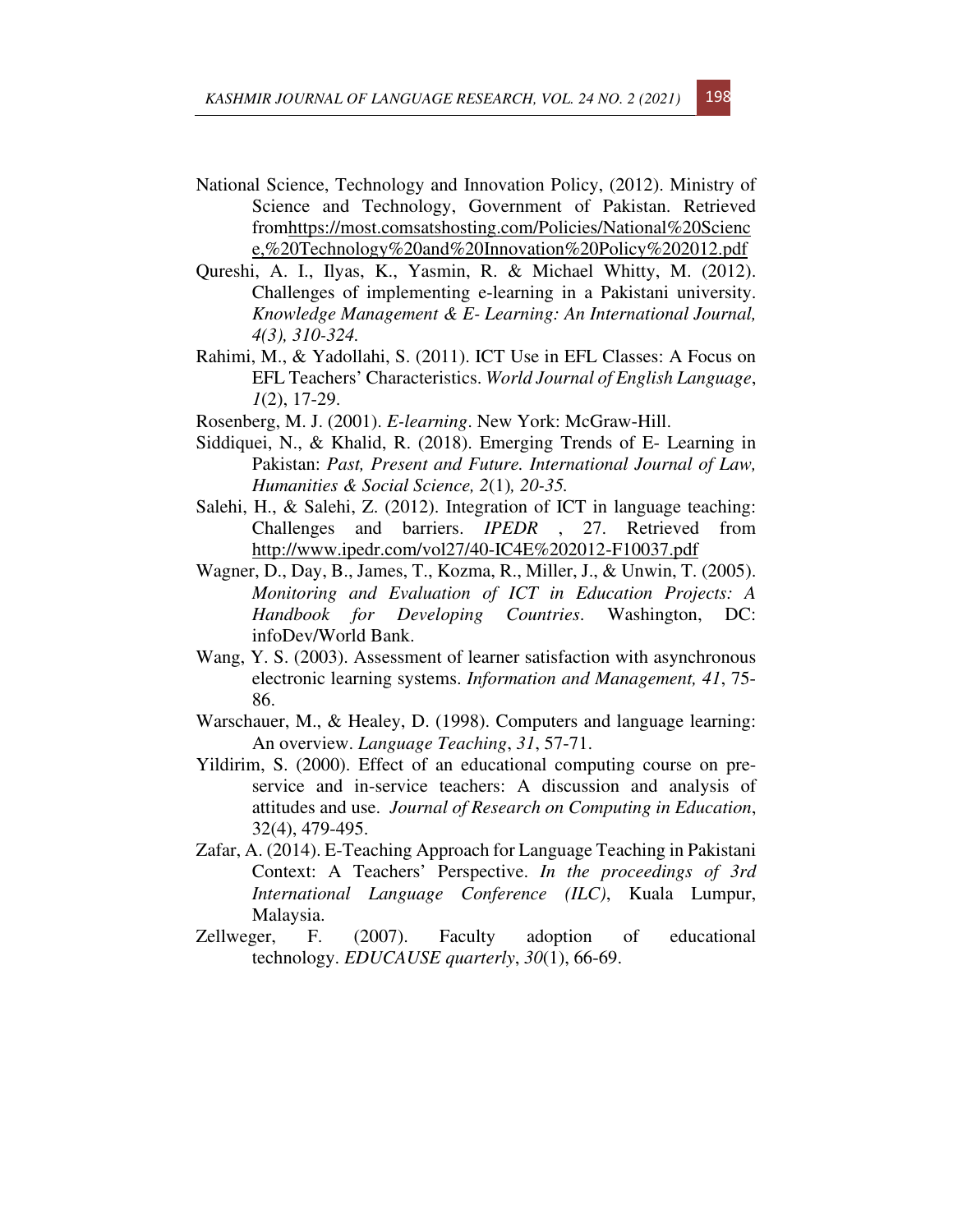National Science, Technology and Innovation Policy, (2012). Ministry of Science and Technology, Government of Pakistan. Retrieved fromhttps://most.comsatshosting.com/Policies/National%20Science,%20Technology%20and%20Innovation%20Policy%202012.pdf

Qureshi, A. I., Ilyas, K., Yasmin, R. & Michael Whitty, M. (2012). Challenges of implementing e-learning in a Pakistani university. *Knowledge Management & E- Learning: An International Journal, 4(3), 310-324.*

Rahimi, M., & Yadollahi, S. (2011). ICT Use in EFL Classes: A Focus on EFL Teachers' Characteristics. *World Journal of English Language*, *1*(2), 17-29.

Rosenberg, M. J. (2001). *E-learning*. New York: McGraw-Hill.

Siddiquei, N., & Khalid, R. (2018). Emerging Trends of E- Learning in Pakistan: *Past, Present and Future. International Journal of Law, Humanities & Social Science, 2*(1)*, 20-35.*

Salehi, H., & Salehi, Z. (2012). Integration of ICT in language teaching: Challenges and barriers. *IPEDR* , 27. Retrieved from http://www.ipedr.com/vol27/40-IC4E%202012-F10037.pdf

Wagner, D., Day, B., James, T., Kozma, R., Miller, J., & Unwin, T. (2005). *Monitoring and Evaluation of ICT in Education Projects: A Handbook for Developing Countries*. Washington, DC: infoDev/World Bank.

Wang, Y. S. (2003). Assessment of learner satisfaction with asynchronous electronic learning systems. *Information and Management, 41*, 75-86.

Warschauer, M., & Healey, D. (1998). Computers and language learning: An overview. *Language Teaching*, *31*, 57-71.

Yildirim, S. (2000). Effect of an educational computing course on pre-service and in-service teachers: A discussion and analysis of attitudes and use. *Journal of Research on Computing in Education*, 32(4), 479-495.

Zafar, A. (2014). E-Teaching Approach for Language Teaching in Pakistani Context: A Teachers' Perspective. *In the proceedings of 3rd International Language Conference (ILC)*, Kuala Lumpur, Malaysia.

Zellweger, F. (2007). Faculty adoption of educational technology. *EDUCAUSE quarterly*, *30*(1), 66-69.